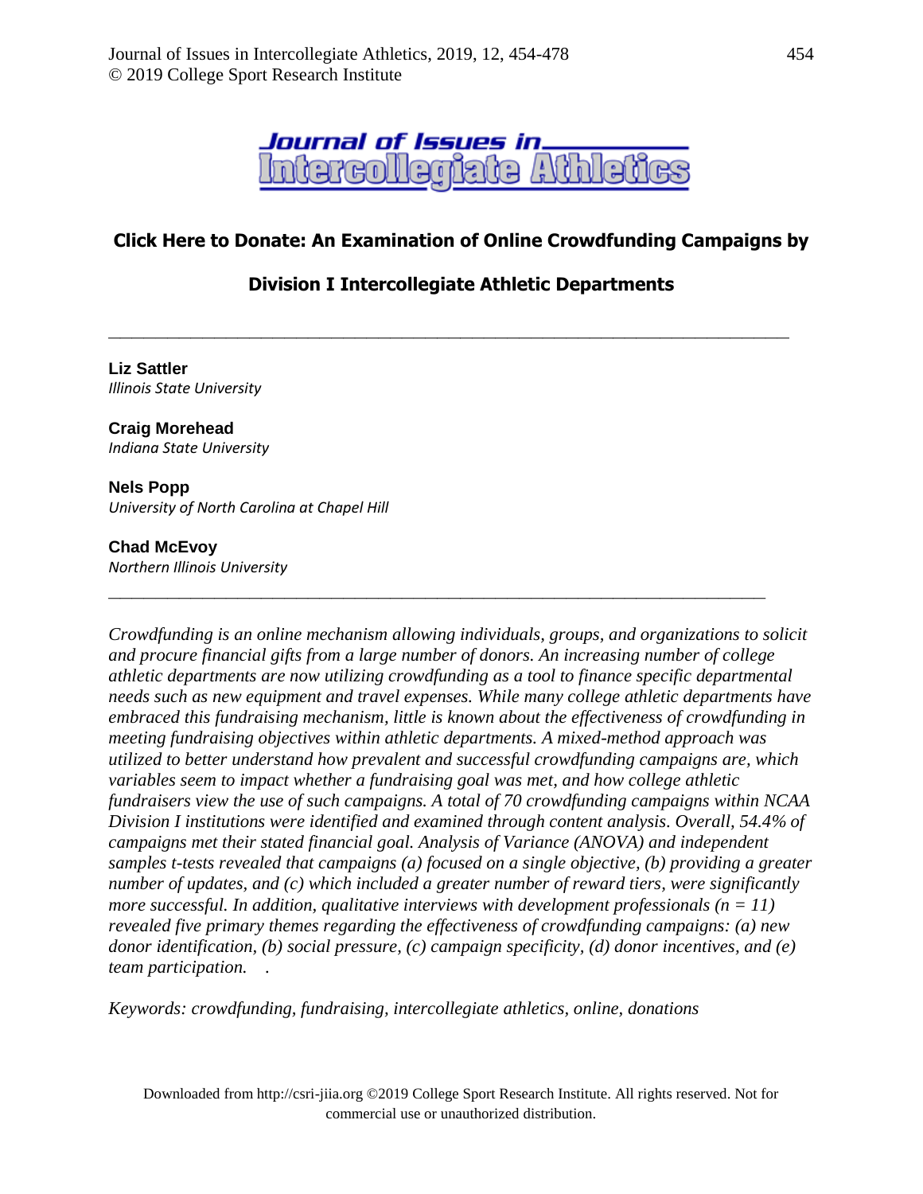# Click Here to Donate: An Examination of Online Crowdfunding Campaigns by Division I Intercollegiate Athletic Departments

---

**Liz Sattler**
*Illinois State University*

**Craig Morehead**
*Indiana State University*

**Nels Popp**
*University of North Carolina at Chapel Hill*

**Chad McEvoy**
*Northern Illinois University*

---

*Crowdfunding is an online mechanism allowing individuals, groups, and organizations to solicit and procure financial gifts from a large number of donors. An increasing number of college athletic departments are now utilizing crowdfunding as a tool to finance specific departmental needs such as new equipment and travel expenses. While many college athletic departments have embraced this fundraising mechanism, little is known about the effectiveness of crowdfunding in meeting fundraising objectives within athletic departments. A mixed-method approach was utilized to better understand how prevalent and successful crowdfunding campaigns are, which variables seem to impact whether a fundraising goal was met, and how college athletic fundraisers view the use of such campaigns. A total of 70 crowdfunding campaigns within NCAA Division I institutions were identified and examined through content analysis. Overall, 54.4% of campaigns met their stated financial goal. Analysis of Variance (ANOVA) and independent samples t-tests revealed that campaigns (a) focused on a single objective, (b) providing a greater number of updates, and (c) which included a greater number of reward tiers, were significantly more successful. In addition, qualitative interviews with development professionals ($n = 11$) revealed five primary themes regarding the effectiveness of crowdfunding campaigns: (a) new donor identification, (b) social pressure, (c) campaign specificity, (d) donor incentives, and (e) team participation.*

*Keywords: crowdfunding, fundraising, intercollegiate athletics, online, donations*

Downloaded from http://csri-jiia.org ©2019 College Sport Research Institute. All rights reserved. Not for commercial use or unauthorized distribution.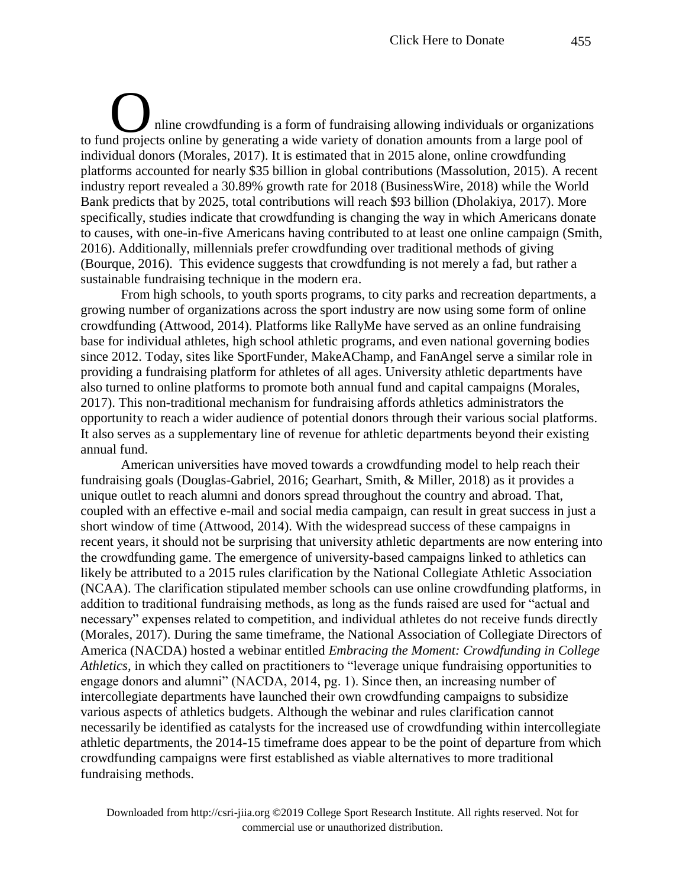Online crowdfunding is a form of fundraising allowing individuals or organizations to fund projects online by generating a wide variety of donation amounts from a large pool of individual donors (Morales, 2017). It is estimated that in 2015 alone, online crowdfunding platforms accounted for nearly $35 billion in global contributions (Massolution, 2015). A recent industry report revealed a 30.89% growth rate for 2018 (BusinessWire, 2018) while the World Bank predicts that by 2025, total contributions will reach $93 billion (Dholakiya, 2017). More specifically, studies indicate that crowdfunding is changing the way in which Americans donate to causes, with one-in-five Americans having contributed to at least one online campaign (Smith, 2016). Additionally, millennials prefer crowdfunding over traditional methods of giving (Bourque, 2016). This evidence suggests that crowdfunding is not merely a fad, but rather a sustainable fundraising technique in the modern era.

From high schools, to youth sports programs, to city parks and recreation departments, a growing number of organizations across the sport industry are now using some form of online crowdfunding (Attwood, 2014). Platforms like RallyMe have served as an online fundraising base for individual athletes, high school athletic programs, and even national governing bodies since 2012. Today, sites like SportFunder, MakeAChamp, and FanAngel serve a similar role in providing a fundraising platform for athletes of all ages. University athletic departments have also turned to online platforms to promote both annual fund and capital campaigns (Morales, 2017). This non-traditional mechanism for fundraising affords athletics administrators the opportunity to reach a wider audience of potential donors through their various social platforms. It also serves as a supplementary line of revenue for athletic departments beyond their existing annual fund.

American universities have moved towards a crowdfunding model to help reach their fundraising goals (Douglas-Gabriel, 2016; Gearhart, Smith, & Miller, 2018) as it provides a unique outlet to reach alumni and donors spread throughout the country and abroad. That, coupled with an effective e-mail and social media campaign, can result in great success in just a short window of time (Attwood, 2014). With the widespread success of these campaigns in recent years, it should not be surprising that university athletic departments are now entering into the crowdfunding game. The emergence of university-based campaigns linked to athletics can likely be attributed to a 2015 rules clarification by the National Collegiate Athletic Association (NCAA). The clarification stipulated member schools can use online crowdfunding platforms, in addition to traditional fundraising methods, as long as the funds raised are used for "actual and necessary" expenses related to competition, and individual athletes do not receive funds directly (Morales, 2017). During the same timeframe, the National Association of Collegiate Directors of America (NACDA) hosted a webinar entitled *Embracing the Moment: Crowdfunding in College Athletics,* in which they called on practitioners to "leverage unique fundraising opportunities to engage donors and alumni" (NACDA, 2014, pg. 1). Since then, an increasing number of intercollegiate departments have launched their own crowdfunding campaigns to subsidize various aspects of athletics budgets. Although the webinar and rules clarification cannot necessarily be identified as catalysts for the increased use of crowdfunding within intercollegiate athletic departments, the 2014-15 timeframe does appear to be the point of departure from which crowdfunding campaigns were first established as viable alternatives to more traditional fundraising methods.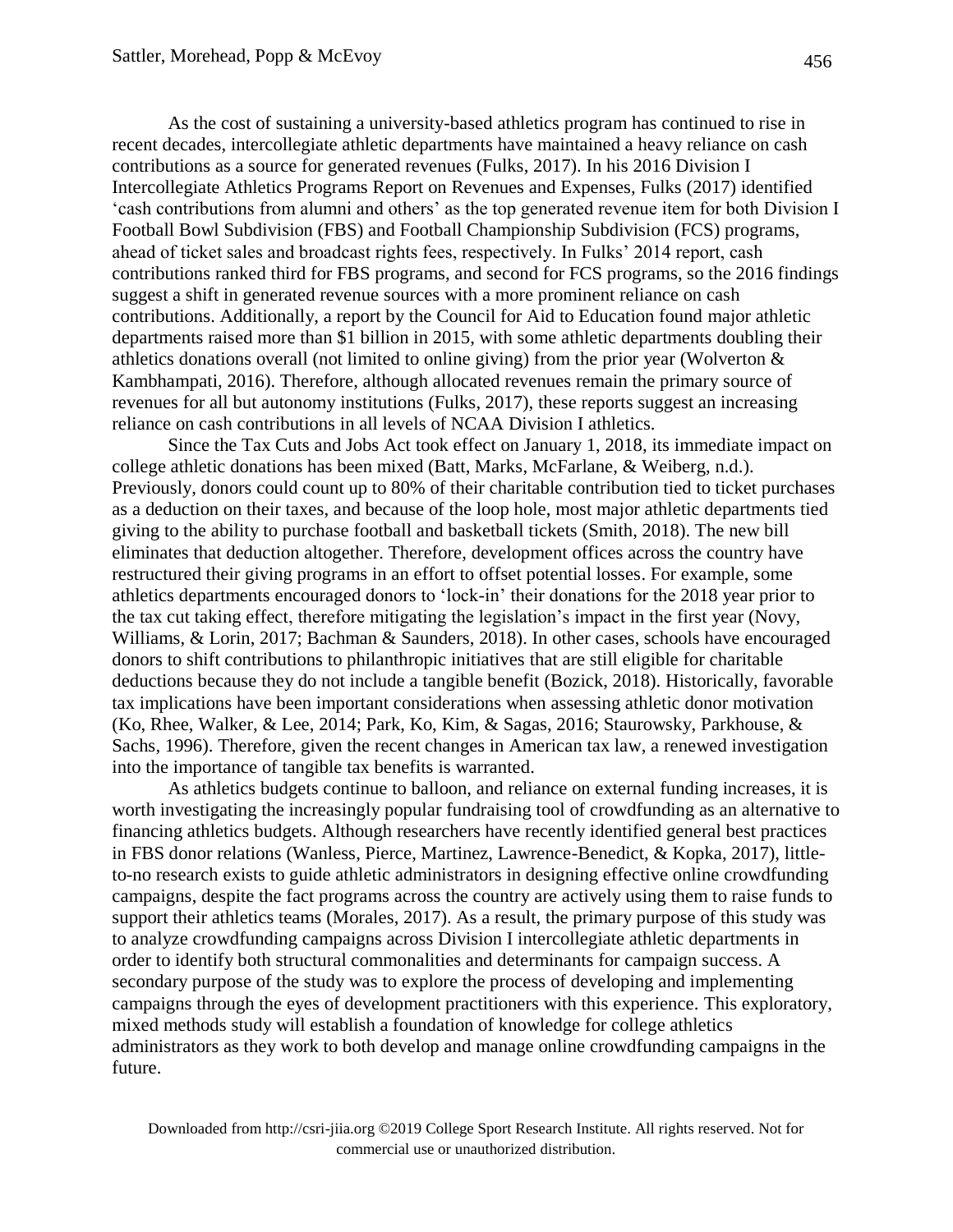As the cost of sustaining a university-based athletics program has continued to rise in recent decades, intercollegiate athletic departments have maintained a heavy reliance on cash contributions as a source for generated revenues (Fulks, 2017). In his 2016 Division I Intercollegiate Athletics Programs Report on Revenues and Expenses, Fulks (2017) identified 'cash contributions from alumni and others' as the top generated revenue item for both Division I Football Bowl Subdivision (FBS) and Football Championship Subdivision (FCS) programs, ahead of ticket sales and broadcast rights fees, respectively. In Fulks' 2014 report, cash contributions ranked third for FBS programs, and second for FCS programs, so the 2016 findings suggest a shift in generated revenue sources with a more prominent reliance on cash contributions. Additionally, a report by the Council for Aid to Education found major athletic departments raised more than $1 billion in 2015, with some athletic departments doubling their athletics donations overall (not limited to online giving) from the prior year (Wolverton & Kambhampati, 2016). Therefore, although allocated revenues remain the primary source of revenues for all but autonomy institutions (Fulks, 2017), these reports suggest an increasing reliance on cash contributions in all levels of NCAA Division I athletics.

Since the Tax Cuts and Jobs Act took effect on January 1, 2018, its immediate impact on college athletic donations has been mixed (Batt, Marks, McFarlane, & Weiberg, n.d.). Previously, donors could count up to 80% of their charitable contribution tied to ticket purchases as a deduction on their taxes, and because of the loop hole, most major athletic departments tied giving to the ability to purchase football and basketball tickets (Smith, 2018). The new bill eliminates that deduction altogether. Therefore, development offices across the country have restructured their giving programs in an effort to offset potential losses. For example, some athletics departments encouraged donors to 'lock-in' their donations for the 2018 year prior to the tax cut taking effect, therefore mitigating the legislation's impact in the first year (Novy, Williams, & Lorin, 2017; Bachman & Saunders, 2018). In other cases, schools have encouraged donors to shift contributions to philanthropic initiatives that are still eligible for charitable deductions because they do not include a tangible benefit (Bozick, 2018). Historically, favorable tax implications have been important considerations when assessing athletic donor motivation (Ko, Rhee, Walker, & Lee, 2014; Park, Ko, Kim, & Sagas, 2016; Staurowsky, Parkhouse, & Sachs, 1996). Therefore, given the recent changes in American tax law, a renewed investigation into the importance of tangible tax benefits is warranted.

As athletics budgets continue to balloon, and reliance on external funding increases, it is worth investigating the increasingly popular fundraising tool of crowdfunding as an alternative to financing athletics budgets. Although researchers have recently identified general best practices in FBS donor relations (Wanless, Pierce, Martinez, Lawrence-Benedict, & Kopka, 2017), little-to-no research exists to guide athletic administrators in designing effective online crowdfunding campaigns, despite the fact programs across the country are actively using them to raise funds to support their athletics teams (Morales, 2017). As a result, the primary purpose of this study was to analyze crowdfunding campaigns across Division I intercollegiate athletic departments in order to identify both structural commonalities and determinants for campaign success. A secondary purpose of the study was to explore the process of developing and implementing campaigns through the eyes of development practitioners with this experience. This exploratory, mixed methods study will establish a foundation of knowledge for college athletics administrators as they work to both develop and manage online crowdfunding campaigns in the future.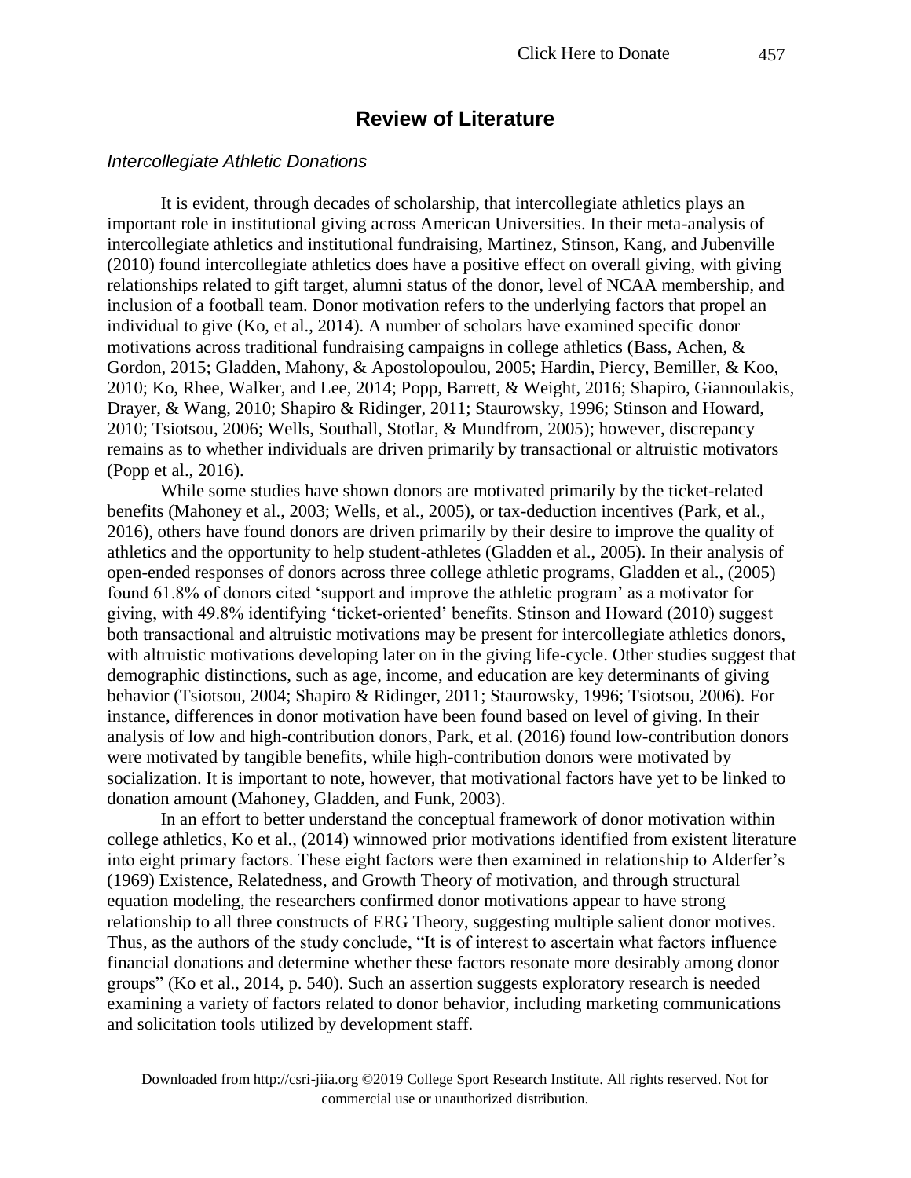## Review of Literature

### *Intercollegiate Athletic Donations*

It is evident, through decades of scholarship, that intercollegiate athletics plays an important role in institutional giving across American Universities. In their meta-analysis of intercollegiate athletics and institutional fundraising, Martinez, Stinson, Kang, and Jubenville (2010) found intercollegiate athletics does have a positive effect on overall giving, with giving relationships related to gift target, alumni status of the donor, level of NCAA membership, and inclusion of a football team. Donor motivation refers to the underlying factors that propel an individual to give (Ko, et al., 2014). A number of scholars have examined specific donor motivations across traditional fundraising campaigns in college athletics (Bass, Achen, & Gordon, 2015; Gladden, Mahony, & Apostolopoulou, 2005; Hardin, Piercy, Bemiller, & Koo, 2010; Ko, Rhee, Walker, and Lee, 2014; Popp, Barrett, & Weight, 2016; Shapiro, Giannoulakis, Drayer, & Wang, 2010; Shapiro & Ridinger, 2011; Staurowsky, 1996; Stinson and Howard, 2010; Tsiotsou, 2006; Wells, Southall, Stotlar, & Mundfrom, 2005); however, discrepancy remains as to whether individuals are driven primarily by transactional or altruistic motivators (Popp et al., 2016).

While some studies have shown donors are motivated primarily by the ticket-related benefits (Mahoney et al., 2003; Wells, et al., 2005), or tax-deduction incentives (Park, et al., 2016), others have found donors are driven primarily by their desire to improve the quality of athletics and the opportunity to help student-athletes (Gladden et al., 2005). In their analysis of open-ended responses of donors across three college athletic programs, Gladden et al., (2005) found 61.8% of donors cited 'support and improve the athletic program' as a motivator for giving, with 49.8% identifying 'ticket-oriented' benefits. Stinson and Howard (2010) suggest both transactional and altruistic motivations may be present for intercollegiate athletics donors, with altruistic motivations developing later on in the giving life-cycle. Other studies suggest that demographic distinctions, such as age, income, and education are key determinants of giving behavior (Tsiotsou, 2004; Shapiro & Ridinger, 2011; Staurowsky, 1996; Tsiotsou, 2006). For instance, differences in donor motivation have been found based on level of giving. In their analysis of low and high-contribution donors, Park, et al. (2016) found low-contribution donors were motivated by tangible benefits, while high-contribution donors were motivated by socialization. It is important to note, however, that motivational factors have yet to be linked to donation amount (Mahoney, Gladden, and Funk, 2003).

In an effort to better understand the conceptual framework of donor motivation within college athletics, Ko et al., (2014) winnowed prior motivations identified from existent literature into eight primary factors. These eight factors were then examined in relationship to Alderfer's (1969) Existence, Relatedness, and Growth Theory of motivation, and through structural equation modeling, the researchers confirmed donor motivations appear to have strong relationship to all three constructs of ERG Theory, suggesting multiple salient donor motives. Thus, as the authors of the study conclude, "It is of interest to ascertain what factors influence financial donations and determine whether these factors resonate more desirably among donor groups" (Ko et al., 2014, p. 540). Such an assertion suggests exploratory research is needed examining a variety of factors related to donor behavior, including marketing communications and solicitation tools utilized by development staff.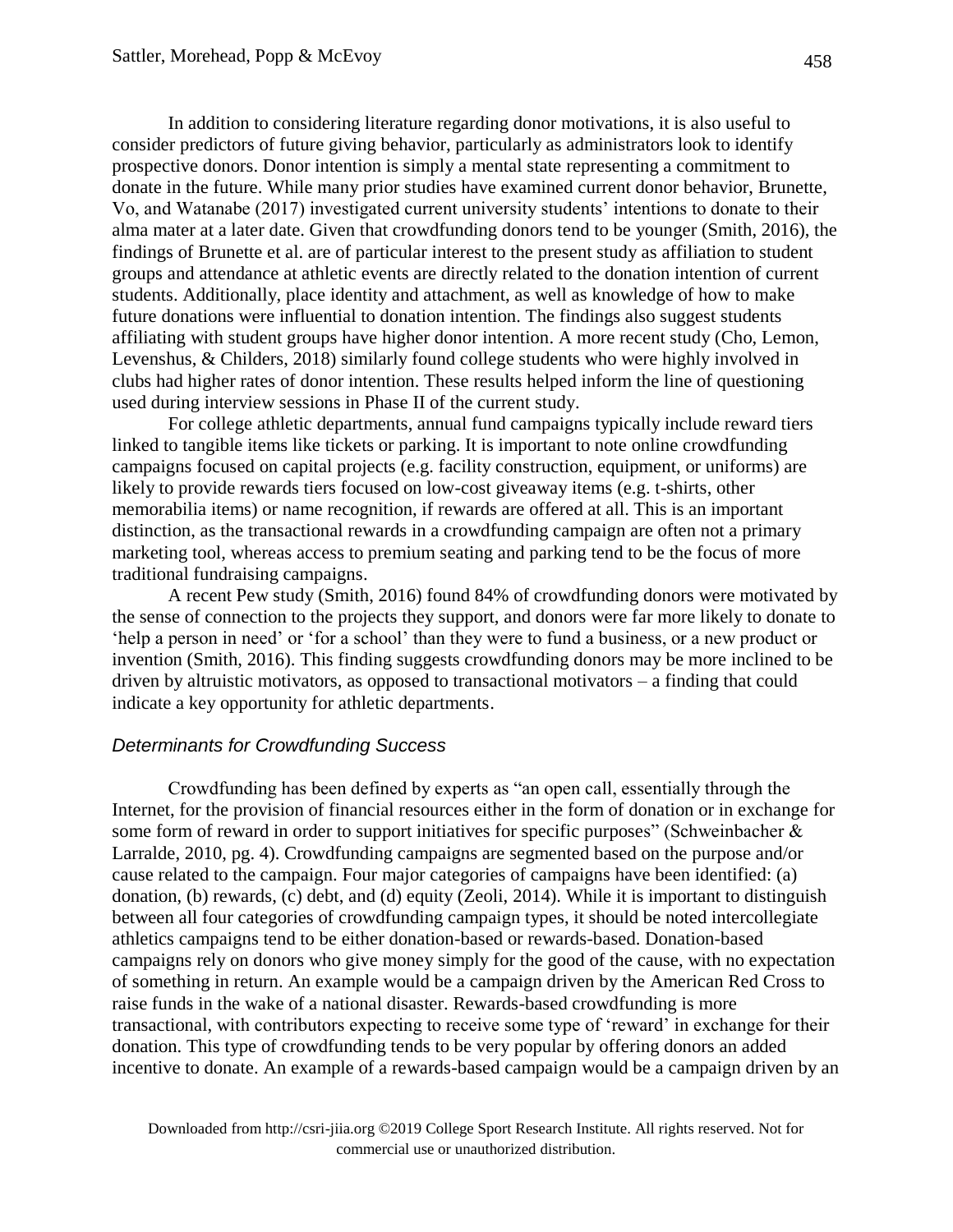In addition to considering literature regarding donor motivations, it is also useful to consider predictors of future giving behavior, particularly as administrators look to identify prospective donors. Donor intention is simply a mental state representing a commitment to donate in the future. While many prior studies have examined current donor behavior, Brunette, Vo, and Watanabe (2017) investigated current university students' intentions to donate to their alma mater at a later date. Given that crowdfunding donors tend to be younger (Smith, 2016), the findings of Brunette et al. are of particular interest to the present study as affiliation to student groups and attendance at athletic events are directly related to the donation intention of current students. Additionally, place identity and attachment, as well as knowledge of how to make future donations were influential to donation intention. The findings also suggest students affiliating with student groups have higher donor intention. A more recent study (Cho, Lemon, Levenshus, & Childers, 2018) similarly found college students who were highly involved in clubs had higher rates of donor intention. These results helped inform the line of questioning used during interview sessions in Phase II of the current study.

For college athletic departments, annual fund campaigns typically include reward tiers linked to tangible items like tickets or parking. It is important to note online crowdfunding campaigns focused on capital projects (e.g. facility construction, equipment, or uniforms) are likely to provide rewards tiers focused on low-cost giveaway items (e.g. t-shirts, other memorabilia items) or name recognition, if rewards are offered at all. This is an important distinction, as the transactional rewards in a crowdfunding campaign are often not a primary marketing tool, whereas access to premium seating and parking tend to be the focus of more traditional fundraising campaigns.

A recent Pew study (Smith, 2016) found 84% of crowdfunding donors were motivated by the sense of connection to the projects they support, and donors were far more likely to donate to 'help a person in need' or 'for a school' than they were to fund a business, or a new product or invention (Smith, 2016). This finding suggests crowdfunding donors may be more inclined to be driven by altruistic motivators, as opposed to transactional motivators – a finding that could indicate a key opportunity for athletic departments.

### *Determinants for Crowdfunding Success*

Crowdfunding has been defined by experts as "an open call, essentially through the Internet, for the provision of financial resources either in the form of donation or in exchange for some form of reward in order to support initiatives for specific purposes" (Schweinbacher & Larralde, 2010, pg. 4). Crowdfunding campaigns are segmented based on the purpose and/or cause related to the campaign. Four major categories of campaigns have been identified: (a) donation, (b) rewards, (c) debt, and (d) equity (Zeoli, 2014). While it is important to distinguish between all four categories of crowdfunding campaign types, it should be noted intercollegiate athletics campaigns tend to be either donation-based or rewards-based. Donation-based campaigns rely on donors who give money simply for the good of the cause, with no expectation of something in return. An example would be a campaign driven by the American Red Cross to raise funds in the wake of a national disaster. Rewards-based crowdfunding is more transactional, with contributors expecting to receive some type of 'reward' in exchange for their donation. This type of crowdfunding tends to be very popular by offering donors an added incentive to donate. An example of a rewards-based campaign would be a campaign driven by an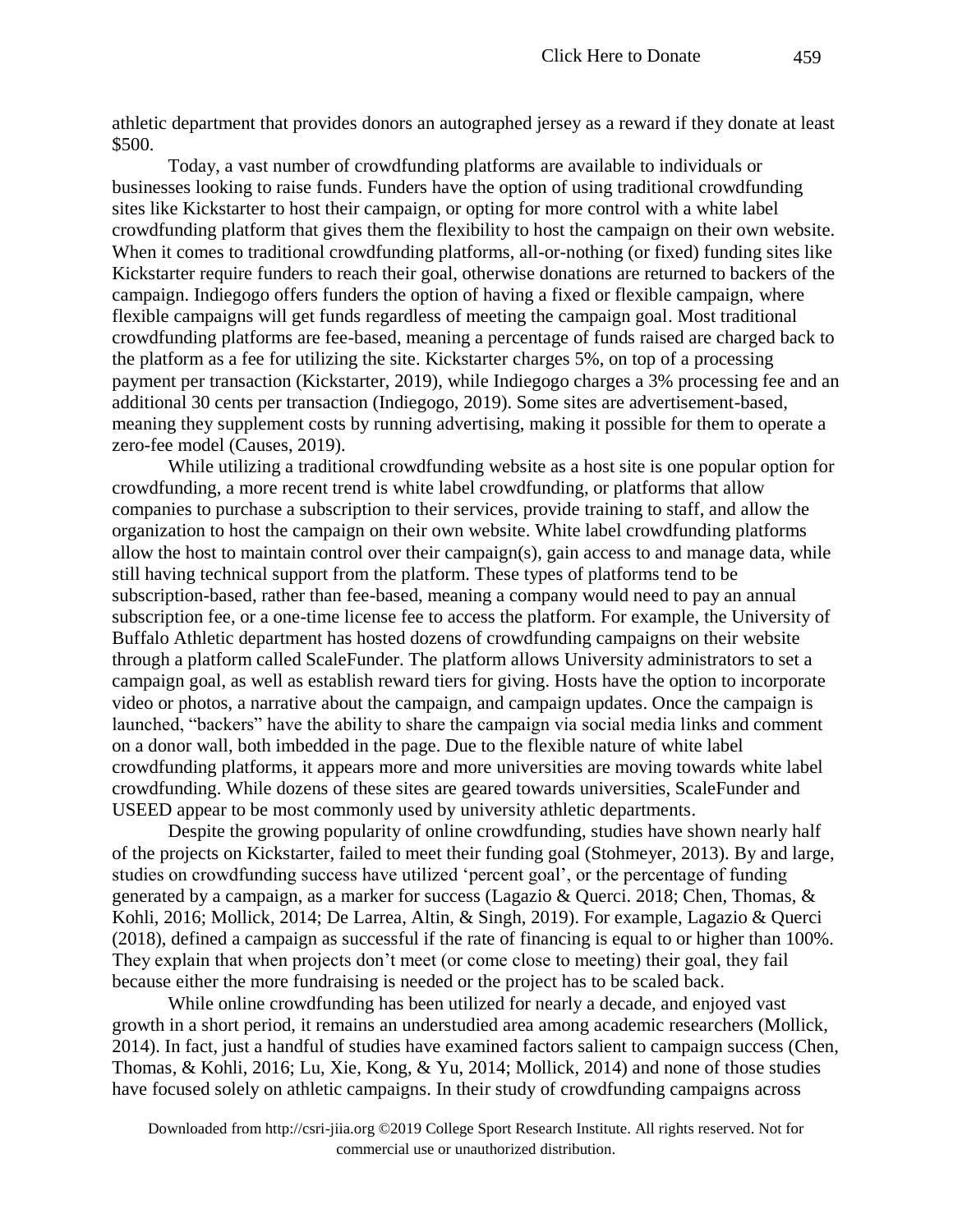athletic department that provides donors an autographed jersey as a reward if they donate at least $500.

Today, a vast number of crowdfunding platforms are available to individuals or businesses looking to raise funds. Funders have the option of using traditional crowdfunding sites like Kickstarter to host their campaign, or opting for more control with a white label crowdfunding platform that gives them the flexibility to host the campaign on their own website. When it comes to traditional crowdfunding platforms, all-or-nothing (or fixed) funding sites like Kickstarter require funders to reach their goal, otherwise donations are returned to backers of the campaign. Indiegogo offers funders the option of having a fixed or flexible campaign, where flexible campaigns will get funds regardless of meeting the campaign goal. Most traditional crowdfunding platforms are fee-based, meaning a percentage of funds raised are charged back to the platform as a fee for utilizing the site. Kickstarter charges 5%, on top of a processing payment per transaction (Kickstarter, 2019), while Indiegogo charges a 3% processing fee and an additional 30 cents per transaction (Indiegogo, 2019). Some sites are advertisement-based, meaning they supplement costs by running advertising, making it possible for them to operate a zero-fee model (Causes, 2019).

While utilizing a traditional crowdfunding website as a host site is one popular option for crowdfunding, a more recent trend is white label crowdfunding, or platforms that allow companies to purchase a subscription to their services, provide training to staff, and allow the organization to host the campaign on their own website. White label crowdfunding platforms allow the host to maintain control over their campaign(s), gain access to and manage data, while still having technical support from the platform. These types of platforms tend to be subscription-based, rather than fee-based, meaning a company would need to pay an annual subscription fee, or a one-time license fee to access the platform. For example, the University of Buffalo Athletic department has hosted dozens of crowdfunding campaigns on their website through a platform called ScaleFunder. The platform allows University administrators to set a campaign goal, as well as establish reward tiers for giving. Hosts have the option to incorporate video or photos, a narrative about the campaign, and campaign updates. Once the campaign is launched, "backers" have the ability to share the campaign via social media links and comment on a donor wall, both imbedded in the page. Due to the flexible nature of white label crowdfunding platforms, it appears more and more universities are moving towards white label crowdfunding. While dozens of these sites are geared towards universities, ScaleFunder and USEED appear to be most commonly used by university athletic departments.

Despite the growing popularity of online crowdfunding, studies have shown nearly half of the projects on Kickstarter, failed to meet their funding goal (Stohmeyer, 2013). By and large, studies on crowdfunding success have utilized 'percent goal', or the percentage of funding generated by a campaign, as a marker for success (Lagazio & Querci. 2018; Chen, Thomas, & Kohli, 2016; Mollick, 2014; De Larrea, Altin, & Singh, 2019). For example, Lagazio & Querci (2018), defined a campaign as successful if the rate of financing is equal to or higher than 100%. They explain that when projects don't meet (or come close to meeting) their goal, they fail because either the more fundraising is needed or the project has to be scaled back.

While online crowdfunding has been utilized for nearly a decade, and enjoyed vast growth in a short period, it remains an understudied area among academic researchers (Mollick, 2014). In fact, just a handful of studies have examined factors salient to campaign success (Chen, Thomas, & Kohli, 2016; Lu, Xie, Kong, & Yu, 2014; Mollick, 2014) and none of those studies have focused solely on athletic campaigns. In their study of crowdfunding campaigns across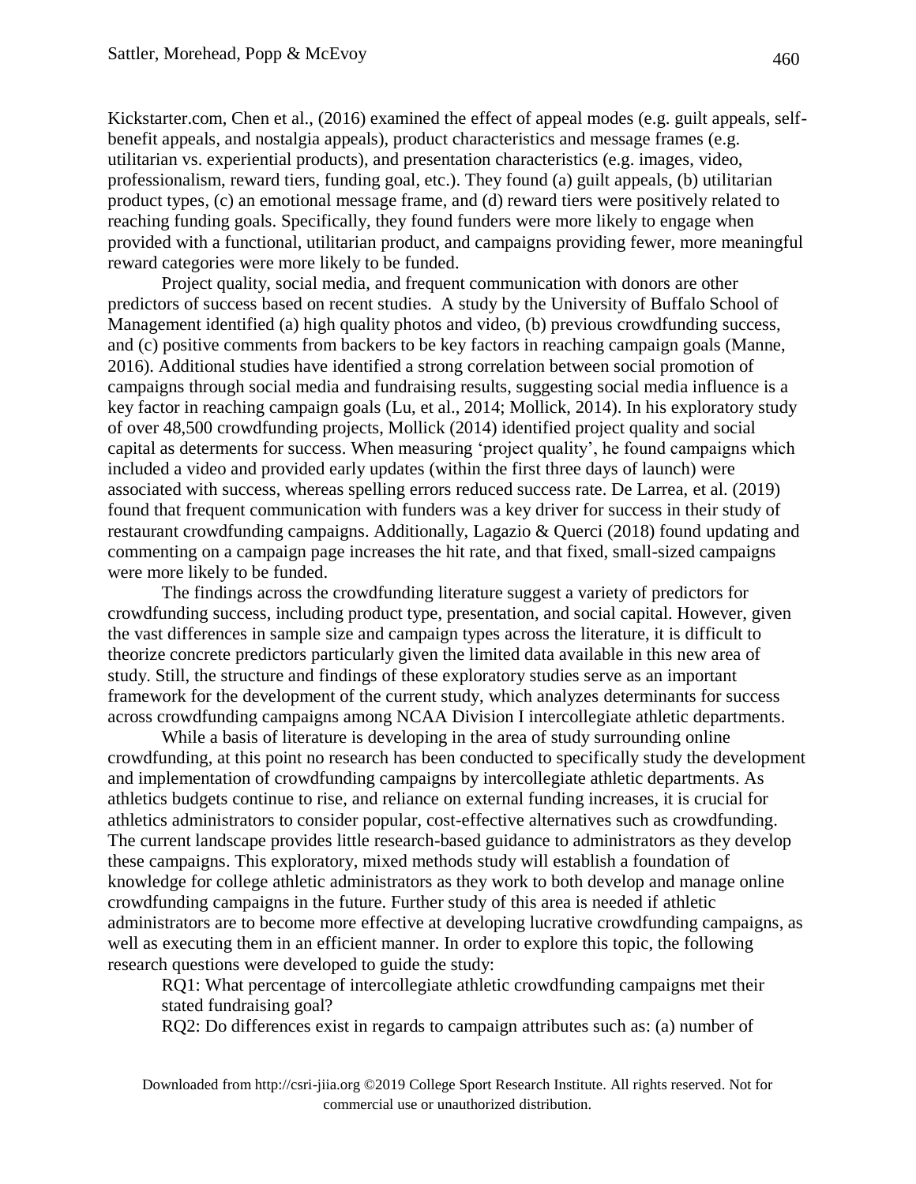Kickstarter.com, Chen et al., (2016) examined the effect of appeal modes (e.g. guilt appeals, self-benefit appeals, and nostalgia appeals), product characteristics and message frames (e.g. utilitarian vs. experiential products), and presentation characteristics (e.g. images, video, professionalism, reward tiers, funding goal, etc.). They found (a) guilt appeals, (b) utilitarian product types, (c) an emotional message frame, and (d) reward tiers were positively related to reaching funding goals. Specifically, they found funders were more likely to engage when provided with a functional, utilitarian product, and campaigns providing fewer, more meaningful reward categories were more likely to be funded.

Project quality, social media, and frequent communication with donors are other predictors of success based on recent studies. A study by the University of Buffalo School of Management identified (a) high quality photos and video, (b) previous crowdfunding success, and (c) positive comments from backers to be key factors in reaching campaign goals (Manne, 2016). Additional studies have identified a strong correlation between social promotion of campaigns through social media and fundraising results, suggesting social media influence is a key factor in reaching campaign goals (Lu, et al., 2014; Mollick, 2014). In his exploratory study of over 48,500 crowdfunding projects, Mollick (2014) identified project quality and social capital as determents for success. When measuring 'project quality', he found campaigns which included a video and provided early updates (within the first three days of launch) were associated with success, whereas spelling errors reduced success rate. De Larrea, et al. (2019) found that frequent communication with funders was a key driver for success in their study of restaurant crowdfunding campaigns. Additionally, Lagazio & Querci (2018) found updating and commenting on a campaign page increases the hit rate, and that fixed, small-sized campaigns were more likely to be funded.

The findings across the crowdfunding literature suggest a variety of predictors for crowdfunding success, including product type, presentation, and social capital. However, given the vast differences in sample size and campaign types across the literature, it is difficult to theorize concrete predictors particularly given the limited data available in this new area of study. Still, the structure and findings of these exploratory studies serve as an important framework for the development of the current study, which analyzes determinants for success across crowdfunding campaigns among NCAA Division I intercollegiate athletic departments.

While a basis of literature is developing in the area of study surrounding online crowdfunding, at this point no research has been conducted to specifically study the development and implementation of crowdfunding campaigns by intercollegiate athletic departments. As athletics budgets continue to rise, and reliance on external funding increases, it is crucial for athletics administrators to consider popular, cost-effective alternatives such as crowdfunding. The current landscape provides little research-based guidance to administrators as they develop these campaigns. This exploratory, mixed methods study will establish a foundation of knowledge for college athletic administrators as they work to both develop and manage online crowdfunding campaigns in the future. Further study of this area is needed if athletic administrators are to become more effective at developing lucrative crowdfunding campaigns, as well as executing them in an efficient manner. In order to explore this topic, the following research questions were developed to guide the study:

RQ1: What percentage of intercollegiate athletic crowdfunding campaigns met their stated fundraising goal?

RQ2: Do differences exist in regards to campaign attributes such as: (a) number of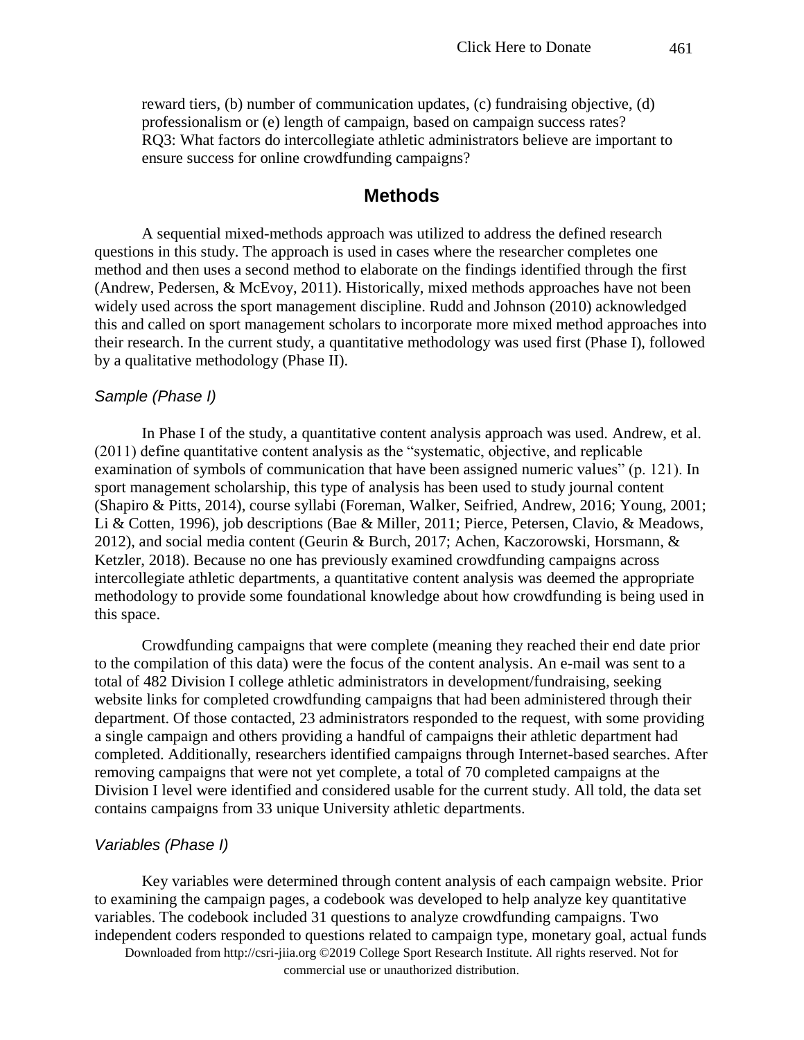reward tiers, (b) number of communication updates, (c) fundraising objective, (d) professionalism or (e) length of campaign, based on campaign success rates?

RQ3: What factors do intercollegiate athletic administrators believe are important to ensure success for online crowdfunding campaigns?

## Methods

A sequential mixed-methods approach was utilized to address the defined research questions in this study. The approach is used in cases where the researcher completes one method and then uses a second method to elaborate on the findings identified through the first (Andrew, Pedersen, & McEvoy, 2011). Historically, mixed methods approaches have not been widely used across the sport management discipline. Rudd and Johnson (2010) acknowledged this and called on sport management scholars to incorporate more mixed method approaches into their research. In the current study, a quantitative methodology was used first (Phase I), followed by a qualitative methodology (Phase II).

### *Sample (Phase I)*

In Phase I of the study, a quantitative content analysis approach was used. Andrew, et al. (2011) define quantitative content analysis as the "systematic, objective, and replicable examination of symbols of communication that have been assigned numeric values" (p. 121). In sport management scholarship, this type of analysis has been used to study journal content (Shapiro & Pitts, 2014), course syllabi (Foreman, Walker, Seifried, Andrew, 2016; Young, 2001; Li & Cotten, 1996), job descriptions (Bae & Miller, 2011; Pierce, Petersen, Clavio, & Meadows, 2012), and social media content (Geurin & Burch, 2017; Achen, Kaczorowski, Horsmann, & Ketzler, 2018). Because no one has previously examined crowdfunding campaigns across intercollegiate athletic departments, a quantitative content analysis was deemed the appropriate methodology to provide some foundational knowledge about how crowdfunding is being used in this space.

Crowdfunding campaigns that were complete (meaning they reached their end date prior to the compilation of this data) were the focus of the content analysis. An e-mail was sent to a total of 482 Division I college athletic administrators in development/fundraising, seeking website links for completed crowdfunding campaigns that had been administered through their department. Of those contacted, 23 administrators responded to the request, with some providing a single campaign and others providing a handful of campaigns their athletic department had completed. Additionally, researchers identified campaigns through Internet-based searches. After removing campaigns that were not yet complete, a total of 70 completed campaigns at the Division I level were identified and considered usable for the current study. All told, the data set contains campaigns from 33 unique University athletic departments.

### *Variables (Phase I)*

Key variables were determined through content analysis of each campaign website. Prior to examining the campaign pages, a codebook was developed to help analyze key quantitative variables. The codebook included 31 questions to analyze crowdfunding campaigns. Two independent coders responded to questions related to campaign type, monetary goal, actual funds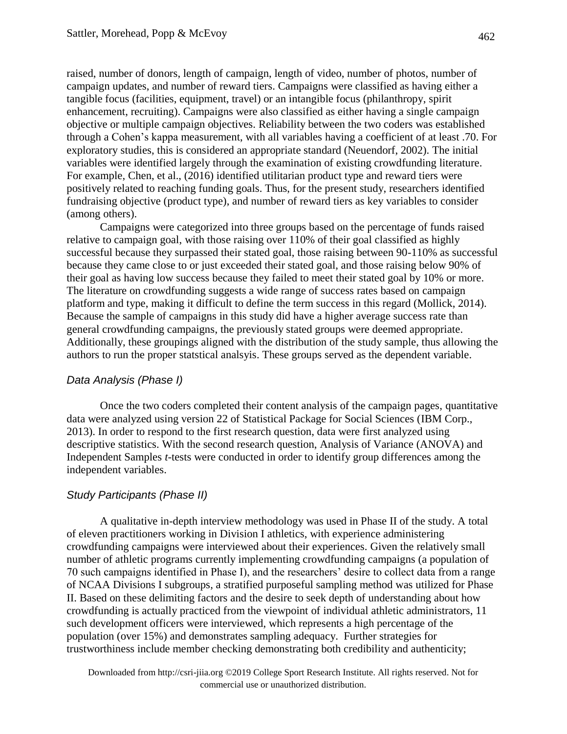raised, number of donors, length of campaign, length of video, number of photos, number of campaign updates, and number of reward tiers. Campaigns were classified as having either a tangible focus (facilities, equipment, travel) or an intangible focus (philanthropy, spirit enhancement, recruiting). Campaigns were also classified as either having a single campaign objective or multiple campaign objectives. Reliability between the two coders was established through a Cohen's kappa measurement, with all variables having a coefficient of at least .70. For exploratory studies, this is considered an appropriate standard (Neuendorf, 2002). The initial variables were identified largely through the examination of existing crowdfunding literature. For example, Chen, et al., (2016) identified utilitarian product type and reward tiers were positively related to reaching funding goals. Thus, for the present study, researchers identified fundraising objective (product type), and number of reward tiers as key variables to consider (among others).

Campaigns were categorized into three groups based on the percentage of funds raised relative to campaign goal, with those raising over 110% of their goal classified as highly successful because they surpassed their stated goal, those raising between 90-110% as successful because they came close to or just exceeded their stated goal, and those raising below 90% of their goal as having low success because they failed to meet their stated goal by 10% or more. The literature on crowdfunding suggests a wide range of success rates based on campaign platform and type, making it difficult to define the term success in this regard (Mollick, 2014). Because the sample of campaigns in this study did have a higher average success rate than general crowdfunding campaigns, the previously stated groups were deemed appropriate. Additionally, these groupings aligned with the distribution of the study sample, thus allowing the authors to run the proper statstical analsyis. These groups served as the dependent variable.

### *Data Analysis (Phase I)*

Once the two coders completed their content analysis of the campaign pages, quantitative data were analyzed using version 22 of Statistical Package for Social Sciences (IBM Corp., 2013). In order to respond to the first research question, data were first analyzed using descriptive statistics. With the second research question, Analysis of Variance (ANOVA) and Independent Samples *t*-tests were conducted in order to identify group differences among the independent variables.

### *Study Participants (Phase II)*

A qualitative in-depth interview methodology was used in Phase II of the study. A total of eleven practitioners working in Division I athletics, with experience administering crowdfunding campaigns were interviewed about their experiences. Given the relatively small number of athletic programs currently implementing crowdfunding campaigns (a population of 70 such campaigns identified in Phase I), and the researchers' desire to collect data from a range of NCAA Divisions I subgroups, a stratified purposeful sampling method was utilized for Phase II. Based on these delimiting factors and the desire to seek depth of understanding about how crowdfunding is actually practiced from the viewpoint of individual athletic administrators, 11 such development officers were interviewed, which represents a high percentage of the population (over 15%) and demonstrates sampling adequacy. Further strategies for trustworthiness include member checking demonstrating both credibility and authenticity;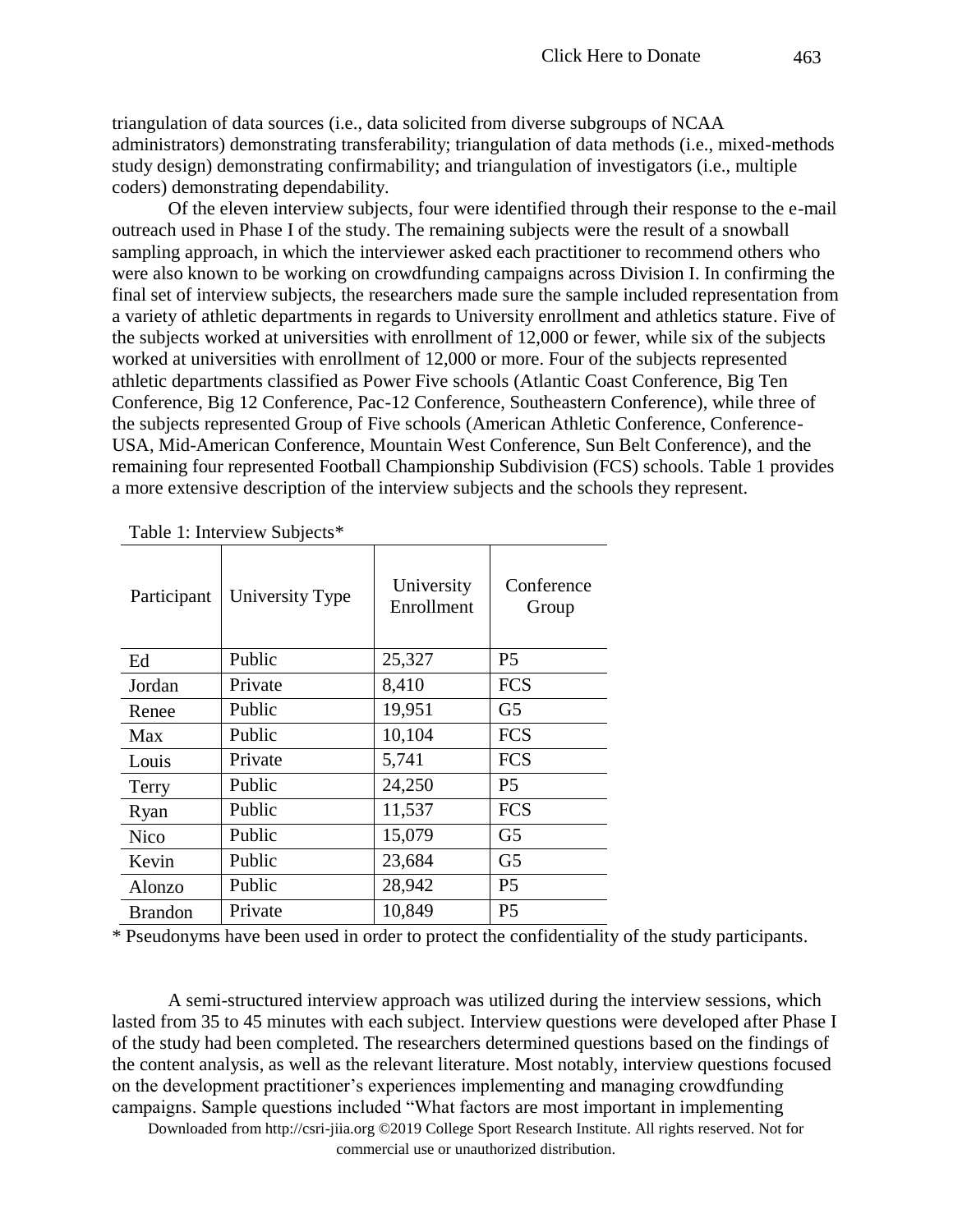triangulation of data sources (i.e., data solicited from diverse subgroups of NCAA administrators) demonstrating transferability; triangulation of data methods (i.e., mixed-methods study design) demonstrating confirmability; and triangulation of investigators (i.e., multiple coders) demonstrating dependability.

Of the eleven interview subjects, four were identified through their response to the e-mail outreach used in Phase I of the study. The remaining subjects were the result of a snowball sampling approach, in which the interviewer asked each practitioner to recommend others who were also known to be working on crowdfunding campaigns across Division I. In confirming the final set of interview subjects, the researchers made sure the sample included representation from a variety of athletic departments in regards to University enrollment and athletics stature. Five of the subjects worked at universities with enrollment of 12,000 or fewer, while six of the subjects worked at universities with enrollment of 12,000 or more. Four of the subjects represented athletic departments classified as Power Five schools (Atlantic Coast Conference, Big Ten Conference, Big 12 Conference, Pac-12 Conference, Southeastern Conference), while three of the subjects represented Group of Five schools (American Athletic Conference, Conference-USA, Mid-American Conference, Mountain West Conference, Sun Belt Conference), and the remaining four represented Football Championship Subdivision (FCS) schools. Table 1 provides a more extensive description of the interview subjects and the schools they represent.

Table 1: Interview Subjects*

| Participant | University Type | University Enrollment | Conference Group |
|---|---|---|---|
| Ed | Public | 25,327 | P5 |
| Jordan | Private | 8,410 | FCS |
| Renee | Public | 19,951 | G5 |
| Max | Public | 10,104 | FCS |
| Louis | Private | 5,741 | FCS |
| Terry | Public | 24,250 | P5 |
| Ryan | Public | 11,537 | FCS |
| Nico | Public | 15,079 | G5 |
| Kevin | Public | 23,684 | G5 |
| Alonzo | Public | 28,942 | P5 |
| Brandon | Private | 10,849 | P5 |

* Pseudonyms have been used in order to protect the confidentiality of the study participants.

A semi-structured interview approach was utilized during the interview sessions, which lasted from 35 to 45 minutes with each subject. Interview questions were developed after Phase I of the study had been completed. The researchers determined questions based on the findings of the content analysis, as well as the relevant literature. Most notably, interview questions focused on the development practitioner's experiences implementing and managing crowdfunding campaigns. Sample questions included "What factors are most important in implementing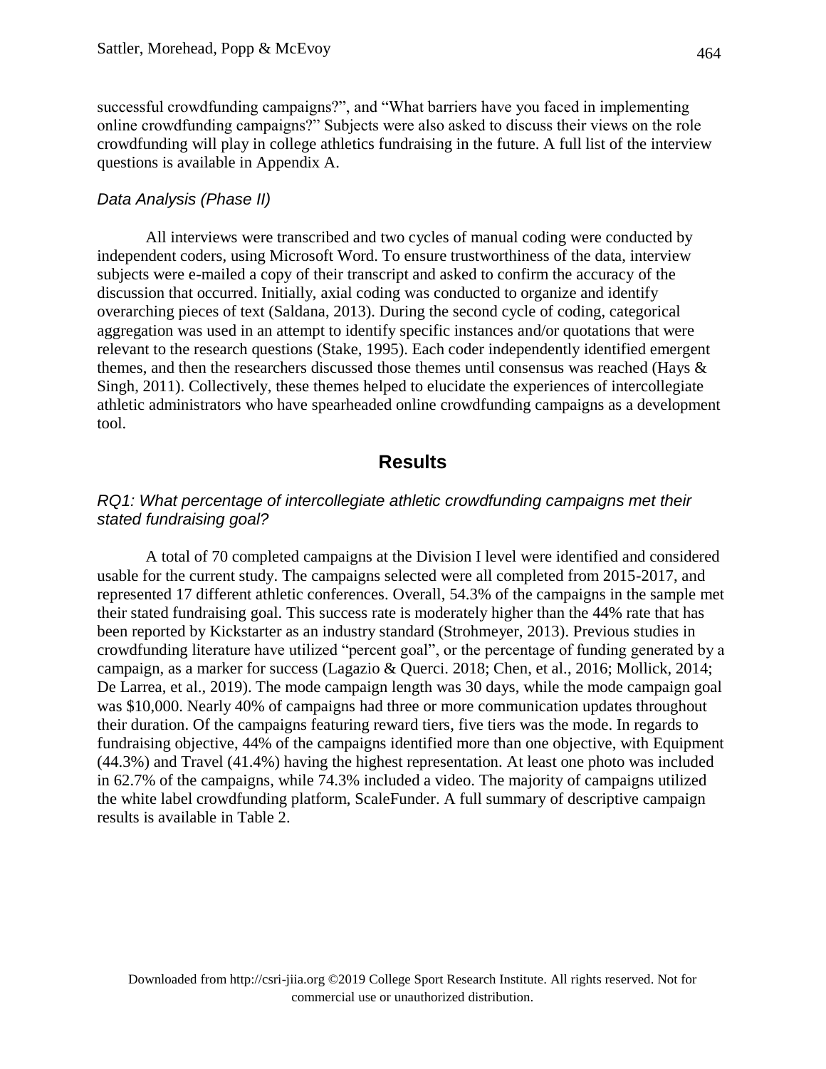successful crowdfunding campaigns?", and "What barriers have you faced in implementing online crowdfunding campaigns?" Subjects were also asked to discuss their views on the role crowdfunding will play in college athletics fundraising in the future. A full list of the interview questions is available in Appendix A.

### *Data Analysis (Phase II)*

All interviews were transcribed and two cycles of manual coding were conducted by independent coders, using Microsoft Word. To ensure trustworthiness of the data, interview subjects were e-mailed a copy of their transcript and asked to confirm the accuracy of the discussion that occurred. Initially, axial coding was conducted to organize and identify overarching pieces of text (Saldana, 2013). During the second cycle of coding, categorical aggregation was used in an attempt to identify specific instances and/or quotations that were relevant to the research questions (Stake, 1995). Each coder independently identified emergent themes, and then the researchers discussed those themes until consensus was reached (Hays & Singh, 2011). Collectively, these themes helped to elucidate the experiences of intercollegiate athletic administrators who have spearheaded online crowdfunding campaigns as a development tool.

## Results

### *RQ1: What percentage of intercollegiate athletic crowdfunding campaigns met their stated fundraising goal?*

A total of 70 completed campaigns at the Division I level were identified and considered usable for the current study. The campaigns selected were all completed from 2015-2017, and represented 17 different athletic conferences. Overall, 54.3% of the campaigns in the sample met their stated fundraising goal. This success rate is moderately higher than the 44% rate that has been reported by Kickstarter as an industry standard (Strohmeyer, 2013). Previous studies in crowdfunding literature have utilized "percent goal", or the percentage of funding generated by a campaign, as a marker for success (Lagazio & Querci. 2018; Chen, et al., 2016; Mollick, 2014; De Larrea, et al., 2019). The mode campaign length was 30 days, while the mode campaign goal was $10,000. Nearly 40% of campaigns had three or more communication updates throughout their duration. Of the campaigns featuring reward tiers, five tiers was the mode. In regards to fundraising objective, 44% of the campaigns identified more than one objective, with Equipment (44.3%) and Travel (41.4%) having the highest representation. At least one photo was included in 62.7% of the campaigns, while 74.3% included a video. The majority of campaigns utilized the white label crowdfunding platform, ScaleFunder. A full summary of descriptive campaign results is available in Table 2.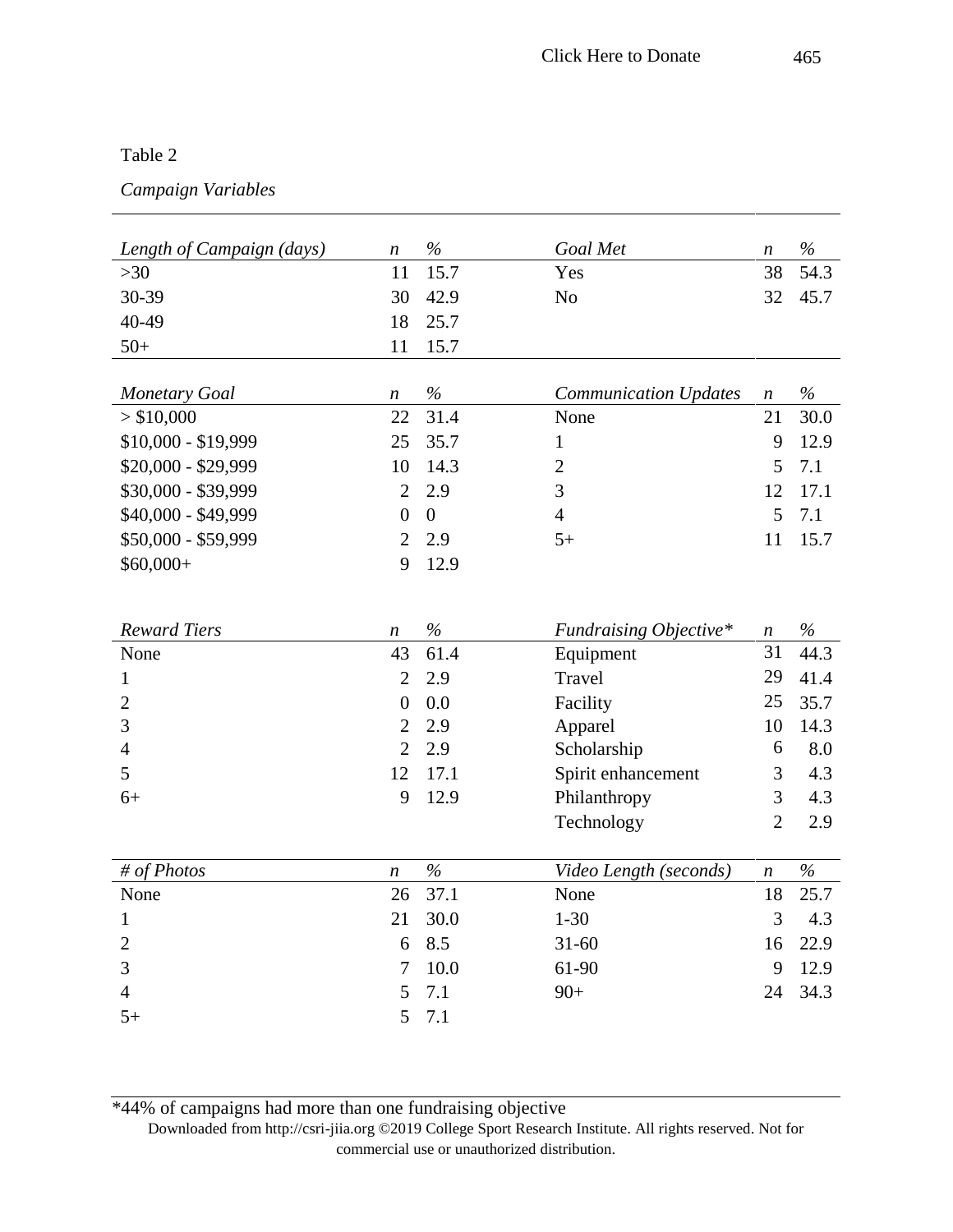Table 2

*Campaign Variables*

| *Length of Campaign (days)* | *n* | *%* | *Goal Met* | *n* | *%* |
|---|---|---|---|---|---|
| >30 | 11 | 15.7 | Yes | 38 | 54.3 |
| 30-39 | 30 | 42.9 | No | 32 | 45.7 |
| 40-49 | 18 | 25.7 | | | |
| 50+ | 11 | 15.7 | | | |

| *Monetary Goal* | *n* | *%* | *Communication Updates* | *n* | *%* |
|---|---|---|---|---|---|
| > $10,000 | 22 | 31.4 | None | 21 | 30.0 |
| $10,000 - $19,999 | 25 | 35.7 | 1 | 9 | 12.9 |
| $20,000 - $29,999 | 10 | 14.3 | 2 | 5 | 7.1 |
| $30,000 - $39,999 | 2 | 2.9 | 3 | 12 | 17.1 |
| $40,000 - $49,999 | 0 | 0 | 4 | 5 | 7.1 |
| $50,000 - $59,999 | 2 | 2.9 | 5+ | 11 | 15.7 |
| $60,000+ | 9 | 12.9 | | | |

| *Reward Tiers* | *n* | *%* | *Fundraising Objective** | *n* | *%* |
|---|---|---|---|---|---|
| None | 43 | 61.4 | Equipment | 31 | 44.3 |
| 1 | 2 | 2.9 | Travel | 29 | 41.4 |
| 2 | 0 | 0.0 | Facility | 25 | 35.7 |
| 3 | 2 | 2.9 | Apparel | 10 | 14.3 |
| 4 | 2 | 2.9 | Scholarship | 6 | 8.0 |
| 5 | 12 | 17.1 | Spirit enhancement | 3 | 4.3 |
| 6+ | 9 | 12.9 | Philanthropy | 3 | 4.3 |
| | | | Technology | 2 | 2.9 |

| *# of Photos* | *n* | *%* | *Video Length (seconds)* | *n* | *%* |
|---|---|---|---|---|---|
| None | 26 | 37.1 | None | 18 | 25.7 |
| 1 | 21 | 30.0 | 1-30 | 3 | 4.3 |
| 2 | 6 | 8.5 | 31-60 | 16 | 22.9 |
| 3 | 7 | 10.0 | 61-90 | 9 | 12.9 |
| 4 | 5 | 7.1 | 90+ | 24 | 34.3 |
| 5+ | 5 | 7.1 | | | |

*44% of campaigns had more than one fundraising objective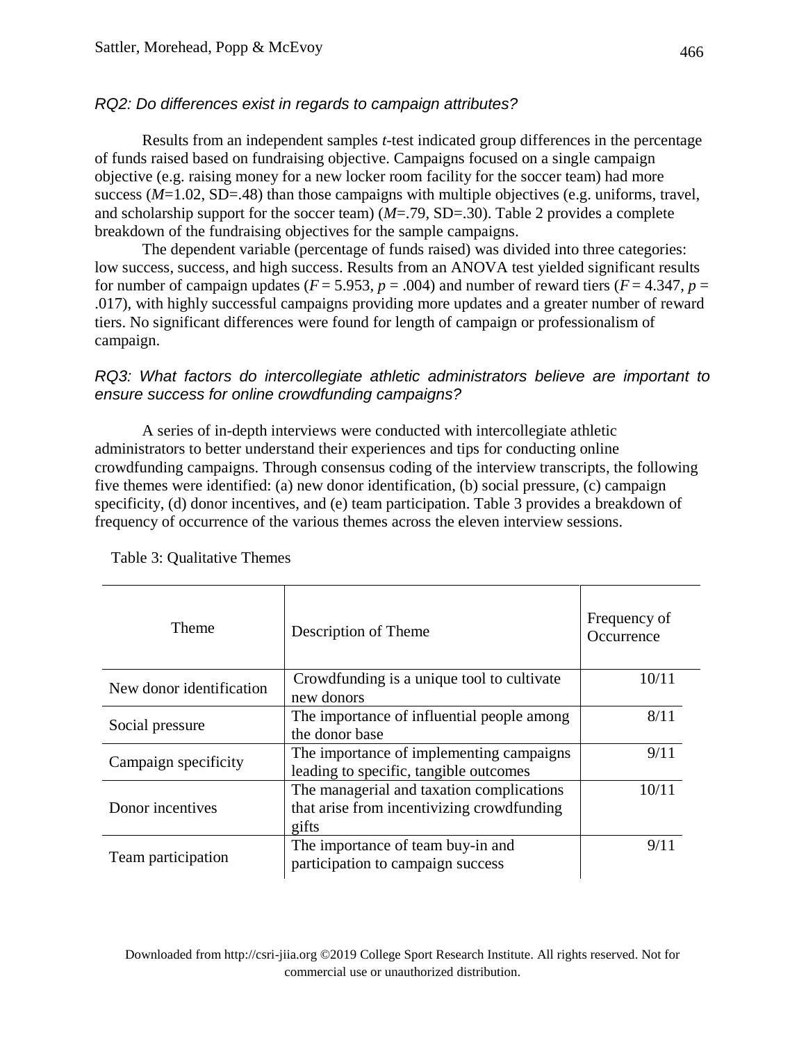*RQ2: Do differences exist in regards to campaign attributes?*

Results from an independent samples *t*-test indicated group differences in the percentage of funds raised based on fundraising objective. Campaigns focused on a single campaign objective (e.g. raising money for a new locker room facility for the soccer team) had more success ($M$=1.02, SD=.48) than those campaigns with multiple objectives (e.g. uniforms, travel, and scholarship support for the soccer team) ($M$=.79, SD=.30). Table 2 provides a complete breakdown of the fundraising objectives for the sample campaigns.

The dependent variable (percentage of funds raised) was divided into three categories: low success, success, and high success. Results from an ANOVA test yielded significant results for number of campaign updates ($F = 5.953$, $p = .004$) and number of reward tiers ($F = 4.347$, $p = .017$), with highly successful campaigns providing more updates and a greater number of reward tiers. No significant differences were found for length of campaign or professionalism of campaign.

*RQ3: What factors do intercollegiate athletic administrators believe are important to ensure success for online crowdfunding campaigns?*

A series of in-depth interviews were conducted with intercollegiate athletic administrators to better understand their experiences and tips for conducting online crowdfunding campaigns. Through consensus coding of the interview transcripts, the following five themes were identified: (a) new donor identification, (b) social pressure, (c) campaign specificity, (d) donor incentives, and (e) team participation. Table 3 provides a breakdown of frequency of occurrence of the various themes across the eleven interview sessions.

Table 3: Qualitative Themes

| Theme | Description of Theme | Frequency of Occurrence |
|---|---|---|
| New donor identification | Crowdfunding is a unique tool to cultivate new donors | 10/11 |
| Social pressure | The importance of influential people among the donor base | 8/11 |
| Campaign specificity | The importance of implementing campaigns leading to specific, tangible outcomes | 9/11 |
| Donor incentives | The managerial and taxation complications that arise from incentivizing crowdfunding gifts | 10/11 |
| Team participation | The importance of team buy-in and participation to campaign success | 9/11 |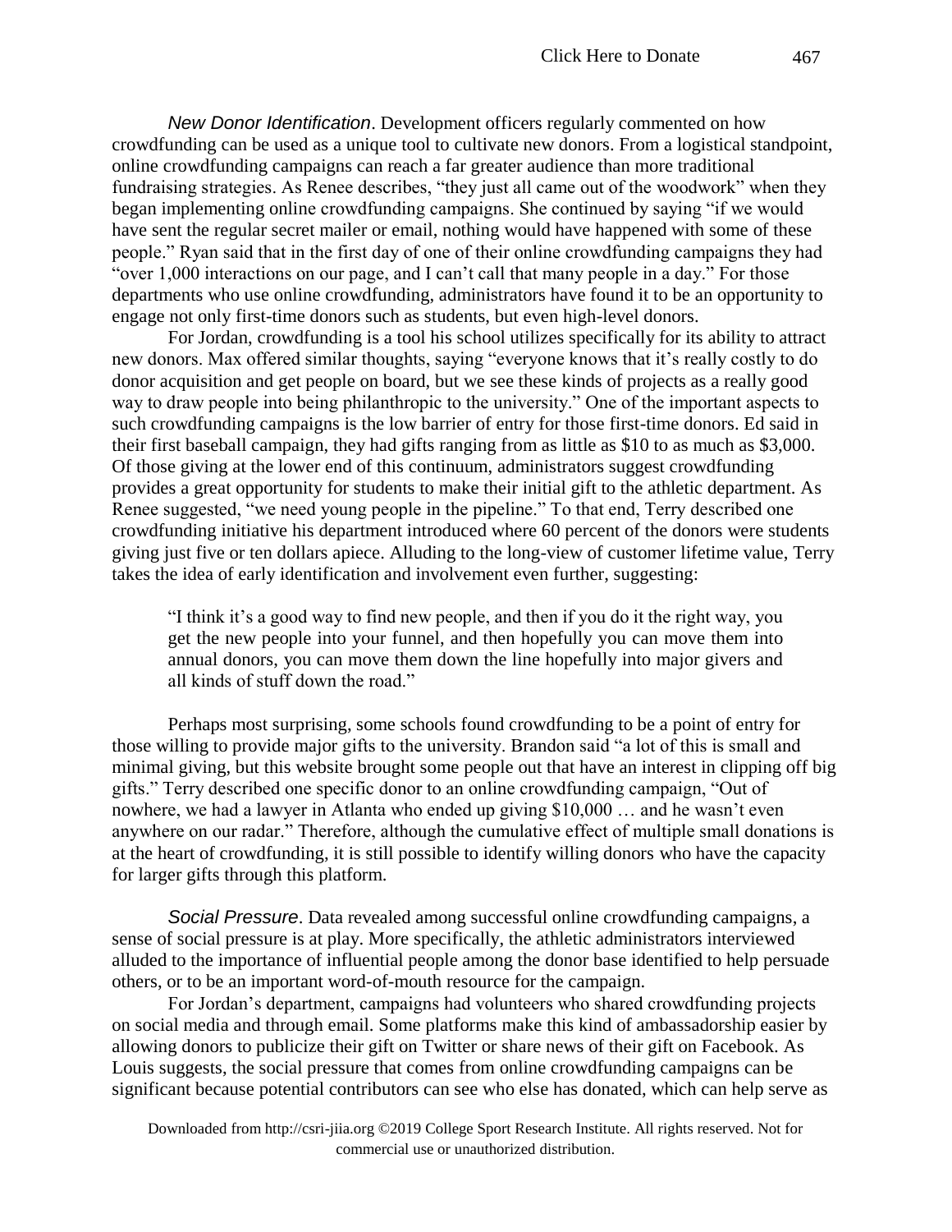*New Donor Identification*. Development officers regularly commented on how crowdfunding can be used as a unique tool to cultivate new donors. From a logistical standpoint, online crowdfunding campaigns can reach a far greater audience than more traditional fundraising strategies. As Renee describes, "they just all came out of the woodwork" when they began implementing online crowdfunding campaigns. She continued by saying "if we would have sent the regular secret mailer or email, nothing would have happened with some of these people." Ryan said that in the first day of one of their online crowdfunding campaigns they had "over 1,000 interactions on our page, and I can't call that many people in a day." For those departments who use online crowdfunding, administrators have found it to be an opportunity to engage not only first-time donors such as students, but even high-level donors.

For Jordan, crowdfunding is a tool his school utilizes specifically for its ability to attract new donors. Max offered similar thoughts, saying "everyone knows that it's really costly to do donor acquisition and get people on board, but we see these kinds of projects as a really good way to draw people into being philanthropic to the university." One of the important aspects to such crowdfunding campaigns is the low barrier of entry for those first-time donors. Ed said in their first baseball campaign, they had gifts ranging from as little as $10 to as much as $3,000. Of those giving at the lower end of this continuum, administrators suggest crowdfunding provides a great opportunity for students to make their initial gift to the athletic department. As Renee suggested, "we need young people in the pipeline." To that end, Terry described one crowdfunding initiative his department introduced where 60 percent of the donors were students giving just five or ten dollars apiece. Alluding to the long-view of customer lifetime value, Terry takes the idea of early identification and involvement even further, suggesting:

> "I think it's a good way to find new people, and then if you do it the right way, you get the new people into your funnel, and then hopefully you can move them into annual donors, you can move them down the line hopefully into major givers and all kinds of stuff down the road."

Perhaps most surprising, some schools found crowdfunding to be a point of entry for those willing to provide major gifts to the university. Brandon said "a lot of this is small and minimal giving, but this website brought some people out that have an interest in clipping off big gifts." Terry described one specific donor to an online crowdfunding campaign, "Out of nowhere, we had a lawyer in Atlanta who ended up giving $10,000 … and he wasn't even anywhere on our radar." Therefore, although the cumulative effect of multiple small donations is at the heart of crowdfunding, it is still possible to identify willing donors who have the capacity for larger gifts through this platform.

*Social Pressure*. Data revealed among successful online crowdfunding campaigns, a sense of social pressure is at play. More specifically, the athletic administrators interviewed alluded to the importance of influential people among the donor base identified to help persuade others, or to be an important word-of-mouth resource for the campaign.

For Jordan's department, campaigns had volunteers who shared crowdfunding projects on social media and through email. Some platforms make this kind of ambassadorship easier by allowing donors to publicize their gift on Twitter or share news of their gift on Facebook. As Louis suggests, the social pressure that comes from online crowdfunding campaigns can be significant because potential contributors can see who else has donated, which can help serve as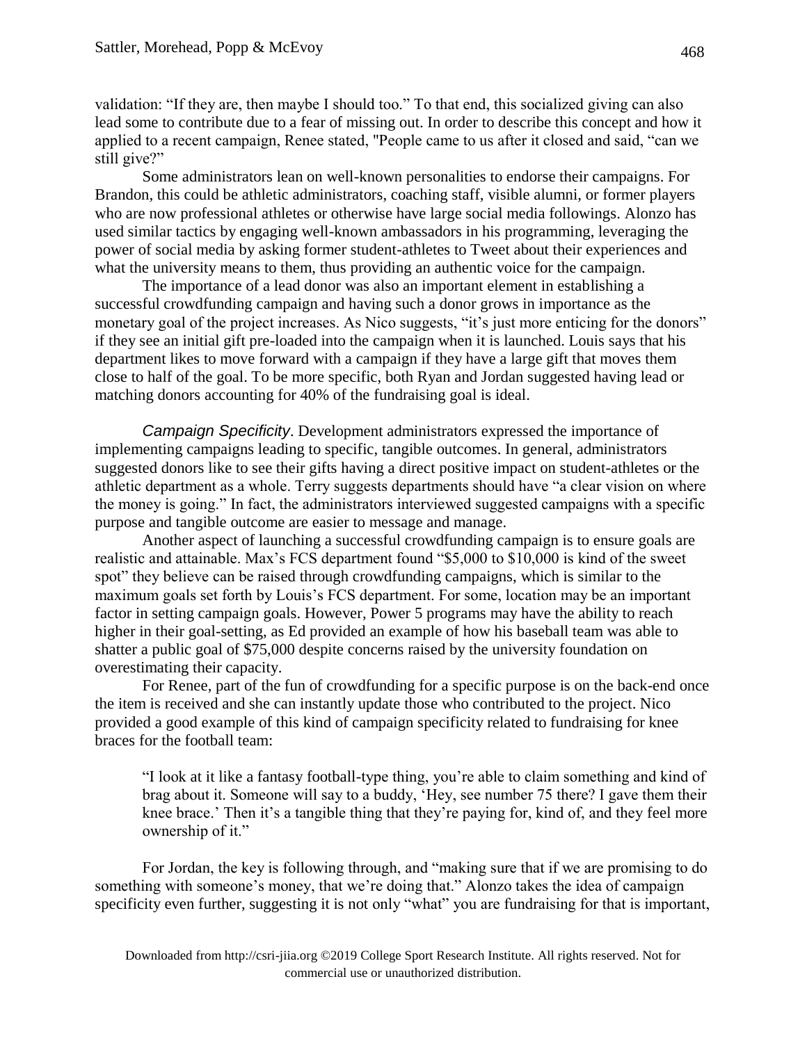validation: "If they are, then maybe I should too." To that end, this socialized giving can also lead some to contribute due to a fear of missing out. In order to describe this concept and how it applied to a recent campaign, Renee stated, "People came to us after it closed and said, "can we still give?"

Some administrators lean on well-known personalities to endorse their campaigns. For Brandon, this could be athletic administrators, coaching staff, visible alumni, or former players who are now professional athletes or otherwise have large social media followings. Alonzo has used similar tactics by engaging well-known ambassadors in his programming, leveraging the power of social media by asking former student-athletes to Tweet about their experiences and what the university means to them, thus providing an authentic voice for the campaign.

The importance of a lead donor was also an important element in establishing a successful crowdfunding campaign and having such a donor grows in importance as the monetary goal of the project increases. As Nico suggests, "it's just more enticing for the donors" if they see an initial gift pre-loaded into the campaign when it is launched. Louis says that his department likes to move forward with a campaign if they have a large gift that moves them close to half of the goal. To be more specific, both Ryan and Jordan suggested having lead or matching donors accounting for 40% of the fundraising goal is ideal.

*Campaign Specificity*. Development administrators expressed the importance of implementing campaigns leading to specific, tangible outcomes. In general, administrators suggested donors like to see their gifts having a direct positive impact on student-athletes or the athletic department as a whole. Terry suggests departments should have "a clear vision on where the money is going." In fact, the administrators interviewed suggested campaigns with a specific purpose and tangible outcome are easier to message and manage.

Another aspect of launching a successful crowdfunding campaign is to ensure goals are realistic and attainable. Max's FCS department found "$5,000 to $10,000 is kind of the sweet spot" they believe can be raised through crowdfunding campaigns, which is similar to the maximum goals set forth by Louis's FCS department. For some, location may be an important factor in setting campaign goals. However, Power 5 programs may have the ability to reach higher in their goal-setting, as Ed provided an example of how his baseball team was able to shatter a public goal of $75,000 despite concerns raised by the university foundation on overestimating their capacity.

For Renee, part of the fun of crowdfunding for a specific purpose is on the back-end once the item is received and she can instantly update those who contributed to the project. Nico provided a good example of this kind of campaign specificity related to fundraising for knee braces for the football team:

> "I look at it like a fantasy football-type thing, you're able to claim something and kind of brag about it. Someone will say to a buddy, 'Hey, see number 75 there? I gave them their knee brace.' Then it's a tangible thing that they're paying for, kind of, and they feel more ownership of it."

For Jordan, the key is following through, and "making sure that if we are promising to do something with someone's money, that we're doing that." Alonzo takes the idea of campaign specificity even further, suggesting it is not only "what" you are fundraising for that is important,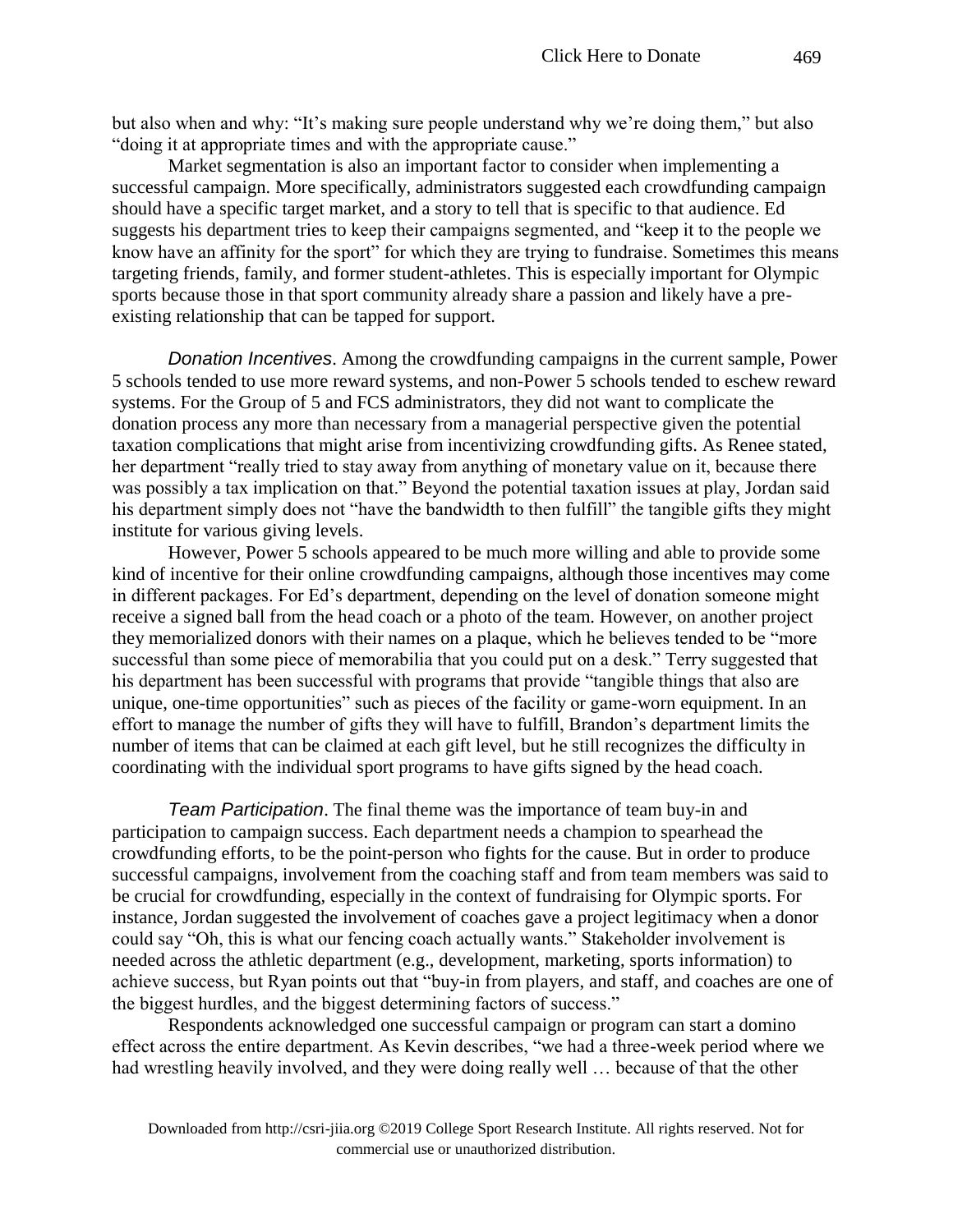but also when and why: "It's making sure people understand why we're doing them," but also "doing it at appropriate times and with the appropriate cause."

Market segmentation is also an important factor to consider when implementing a successful campaign. More specifically, administrators suggested each crowdfunding campaign should have a specific target market, and a story to tell that is specific to that audience. Ed suggests his department tries to keep their campaigns segmented, and "keep it to the people we know have an affinity for the sport" for which they are trying to fundraise. Sometimes this means targeting friends, family, and former student-athletes. This is especially important for Olympic sports because those in that sport community already share a passion and likely have a pre-existing relationship that can be tapped for support.

*Donation Incentives*. Among the crowdfunding campaigns in the current sample, Power 5 schools tended to use more reward systems, and non-Power 5 schools tended to eschew reward systems. For the Group of 5 and FCS administrators, they did not want to complicate the donation process any more than necessary from a managerial perspective given the potential taxation complications that might arise from incentivizing crowdfunding gifts. As Renee stated, her department "really tried to stay away from anything of monetary value on it, because there was possibly a tax implication on that." Beyond the potential taxation issues at play, Jordan said his department simply does not "have the bandwidth to then fulfill" the tangible gifts they might institute for various giving levels.

However, Power 5 schools appeared to be much more willing and able to provide some kind of incentive for their online crowdfunding campaigns, although those incentives may come in different packages. For Ed's department, depending on the level of donation someone might receive a signed ball from the head coach or a photo of the team. However, on another project they memorialized donors with their names on a plaque, which he believes tended to be "more successful than some piece of memorabilia that you could put on a desk." Terry suggested that his department has been successful with programs that provide "tangible things that also are unique, one-time opportunities" such as pieces of the facility or game-worn equipment. In an effort to manage the number of gifts they will have to fulfill, Brandon's department limits the number of items that can be claimed at each gift level, but he still recognizes the difficulty in coordinating with the individual sport programs to have gifts signed by the head coach.

*Team Participation*. The final theme was the importance of team buy-in and participation to campaign success. Each department needs a champion to spearhead the crowdfunding efforts, to be the point-person who fights for the cause. But in order to produce successful campaigns, involvement from the coaching staff and from team members was said to be crucial for crowdfunding, especially in the context of fundraising for Olympic sports. For instance, Jordan suggested the involvement of coaches gave a project legitimacy when a donor could say "Oh, this is what our fencing coach actually wants." Stakeholder involvement is needed across the athletic department (e.g., development, marketing, sports information) to achieve success, but Ryan points out that "buy-in from players, and staff, and coaches are one of the biggest hurdles, and the biggest determining factors of success."

Respondents acknowledged one successful campaign or program can start a domino effect across the entire department. As Kevin describes, "we had a three-week period where we had wrestling heavily involved, and they were doing really well … because of that the other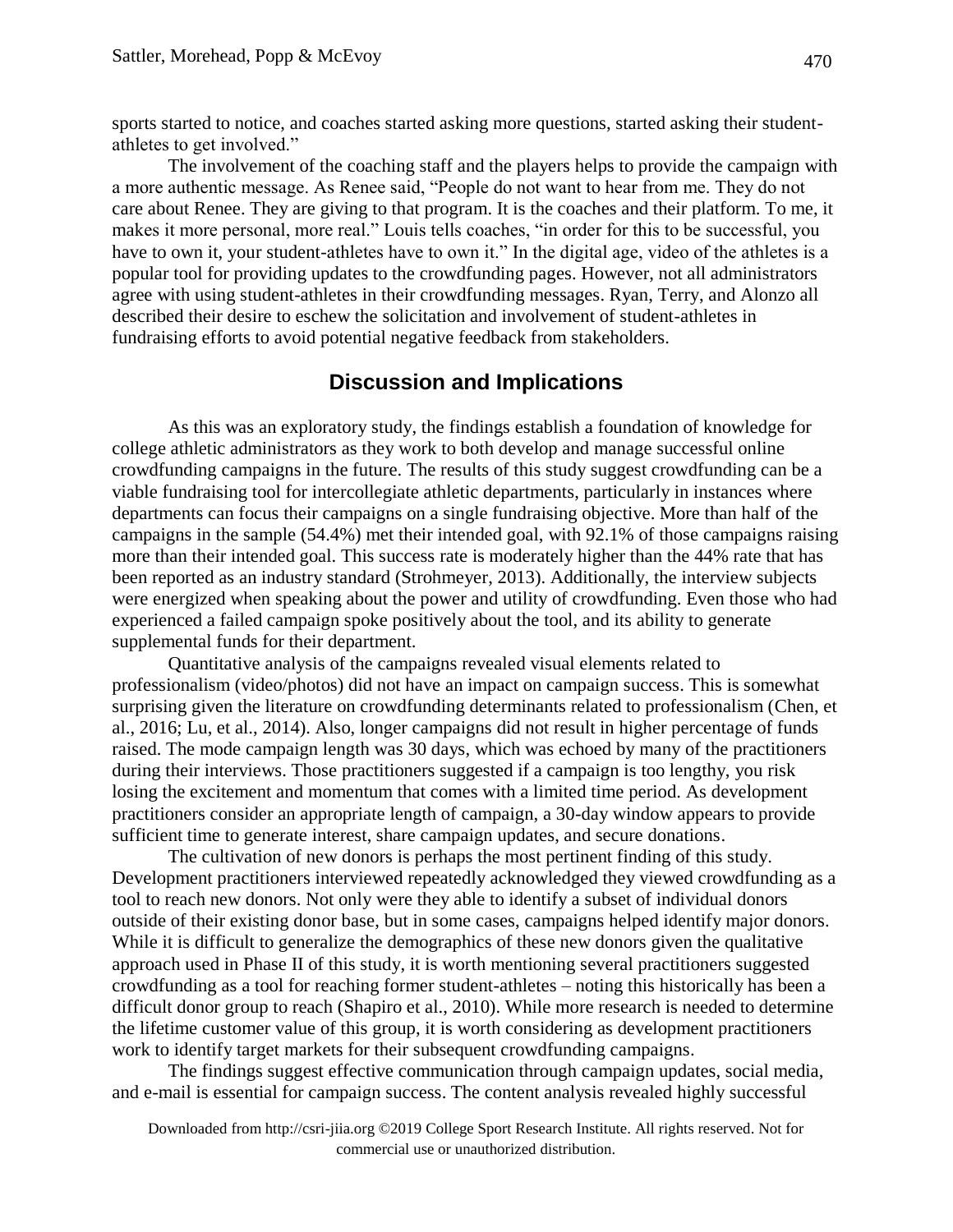sports started to notice, and coaches started asking more questions, started asking their student-athletes to get involved."

The involvement of the coaching staff and the players helps to provide the campaign with a more authentic message. As Renee said, "People do not want to hear from me. They do not care about Renee. They are giving to that program. It is the coaches and their platform. To me, it makes it more personal, more real." Louis tells coaches, "in order for this to be successful, you have to own it, your student-athletes have to own it." In the digital age, video of the athletes is a popular tool for providing updates to the crowdfunding pages. However, not all administrators agree with using student-athletes in their crowdfunding messages. Ryan, Terry, and Alonzo all described their desire to eschew the solicitation and involvement of student-athletes in fundraising efforts to avoid potential negative feedback from stakeholders.

## Discussion and Implications

As this was an exploratory study, the findings establish a foundation of knowledge for college athletic administrators as they work to both develop and manage successful online crowdfunding campaigns in the future. The results of this study suggest crowdfunding can be a viable fundraising tool for intercollegiate athletic departments, particularly in instances where departments can focus their campaigns on a single fundraising objective. More than half of the campaigns in the sample (54.4%) met their intended goal, with 92.1% of those campaigns raising more than their intended goal. This success rate is moderately higher than the 44% rate that has been reported as an industry standard (Strohmeyer, 2013). Additionally, the interview subjects were energized when speaking about the power and utility of crowdfunding. Even those who had experienced a failed campaign spoke positively about the tool, and its ability to generate supplemental funds for their department.

Quantitative analysis of the campaigns revealed visual elements related to professionalism (video/photos) did not have an impact on campaign success. This is somewhat surprising given the literature on crowdfunding determinants related to professionalism (Chen, et al., 2016; Lu, et al., 2014). Also, longer campaigns did not result in higher percentage of funds raised. The mode campaign length was 30 days, which was echoed by many of the practitioners during their interviews. Those practitioners suggested if a campaign is too lengthy, you risk losing the excitement and momentum that comes with a limited time period. As development practitioners consider an appropriate length of campaign, a 30-day window appears to provide sufficient time to generate interest, share campaign updates, and secure donations.

The cultivation of new donors is perhaps the most pertinent finding of this study. Development practitioners interviewed repeatedly acknowledged they viewed crowdfunding as a tool to reach new donors. Not only were they able to identify a subset of individual donors outside of their existing donor base, but in some cases, campaigns helped identify major donors. While it is difficult to generalize the demographics of these new donors given the qualitative approach used in Phase II of this study, it is worth mentioning several practitioners suggested crowdfunding as a tool for reaching former student-athletes – noting this historically has been a difficult donor group to reach (Shapiro et al., 2010). While more research is needed to determine the lifetime customer value of this group, it is worth considering as development practitioners work to identify target markets for their subsequent crowdfunding campaigns.

The findings suggest effective communication through campaign updates, social media, and e-mail is essential for campaign success. The content analysis revealed highly successful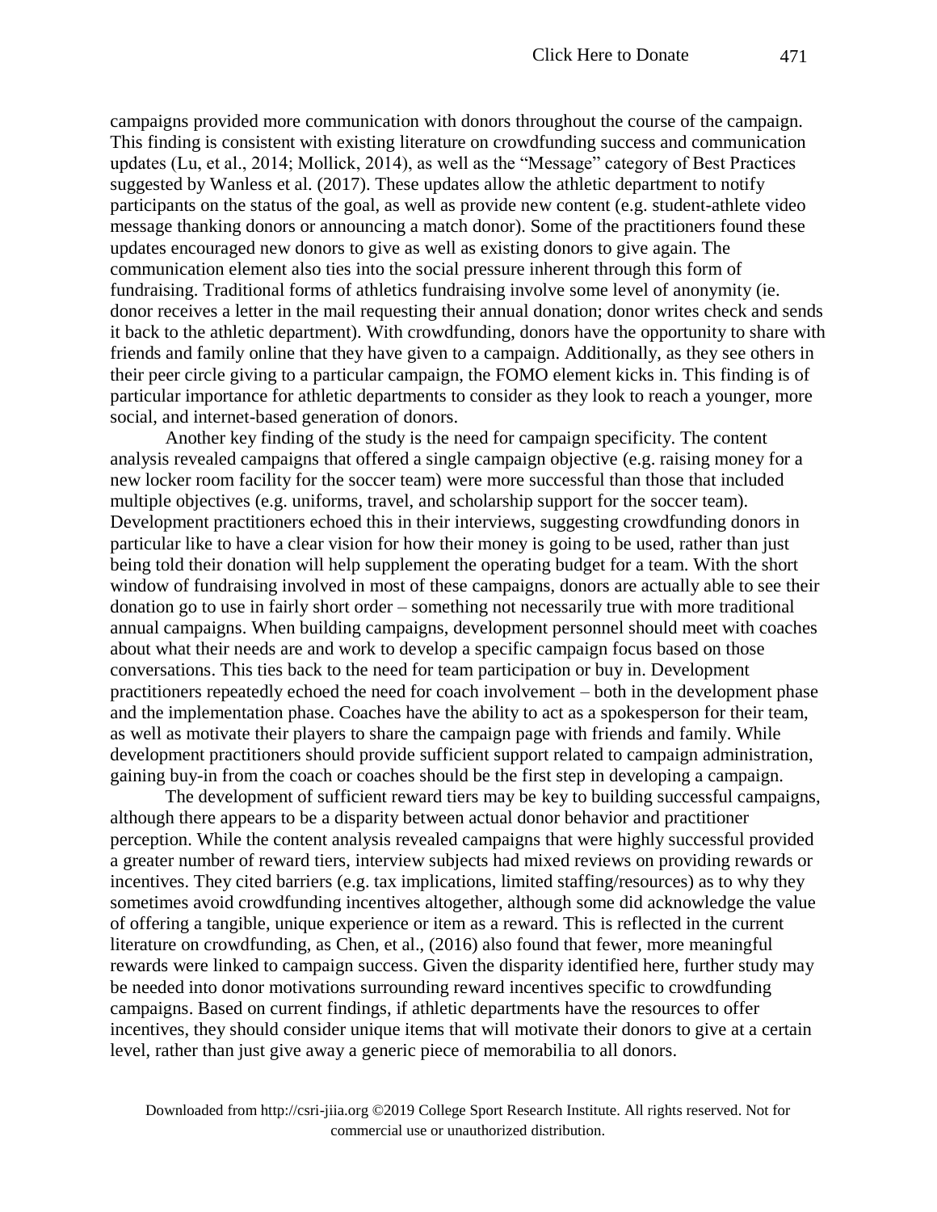campaigns provided more communication with donors throughout the course of the campaign. This finding is consistent with existing literature on crowdfunding success and communication updates (Lu, et al., 2014; Mollick, 2014), as well as the "Message" category of Best Practices suggested by Wanless et al. (2017). These updates allow the athletic department to notify participants on the status of the goal, as well as provide new content (e.g. student-athlete video message thanking donors or announcing a match donor). Some of the practitioners found these updates encouraged new donors to give as well as existing donors to give again. The communication element also ties into the social pressure inherent through this form of fundraising. Traditional forms of athletics fundraising involve some level of anonymity (ie. donor receives a letter in the mail requesting their annual donation; donor writes check and sends it back to the athletic department). With crowdfunding, donors have the opportunity to share with friends and family online that they have given to a campaign. Additionally, as they see others in their peer circle giving to a particular campaign, the FOMO element kicks in. This finding is of particular importance for athletic departments to consider as they look to reach a younger, more social, and internet-based generation of donors.

Another key finding of the study is the need for campaign specificity. The content analysis revealed campaigns that offered a single campaign objective (e.g. raising money for a new locker room facility for the soccer team) were more successful than those that included multiple objectives (e.g. uniforms, travel, and scholarship support for the soccer team). Development practitioners echoed this in their interviews, suggesting crowdfunding donors in particular like to have a clear vision for how their money is going to be used, rather than just being told their donation will help supplement the operating budget for a team. With the short window of fundraising involved in most of these campaigns, donors are actually able to see their donation go to use in fairly short order – something not necessarily true with more traditional annual campaigns. When building campaigns, development personnel should meet with coaches about what their needs are and work to develop a specific campaign focus based on those conversations. This ties back to the need for team participation or buy in. Development practitioners repeatedly echoed the need for coach involvement – both in the development phase and the implementation phase. Coaches have the ability to act as a spokesperson for their team, as well as motivate their players to share the campaign page with friends and family. While development practitioners should provide sufficient support related to campaign administration, gaining buy-in from the coach or coaches should be the first step in developing a campaign.

The development of sufficient reward tiers may be key to building successful campaigns, although there appears to be a disparity between actual donor behavior and practitioner perception. While the content analysis revealed campaigns that were highly successful provided a greater number of reward tiers, interview subjects had mixed reviews on providing rewards or incentives. They cited barriers (e.g. tax implications, limited staffing/resources) as to why they sometimes avoid crowdfunding incentives altogether, although some did acknowledge the value of offering a tangible, unique experience or item as a reward. This is reflected in the current literature on crowdfunding, as Chen, et al., (2016) also found that fewer, more meaningful rewards were linked to campaign success. Given the disparity identified here, further study may be needed into donor motivations surrounding reward incentives specific to crowdfunding campaigns. Based on current findings, if athletic departments have the resources to offer incentives, they should consider unique items that will motivate their donors to give at a certain level, rather than just give away a generic piece of memorabilia to all donors.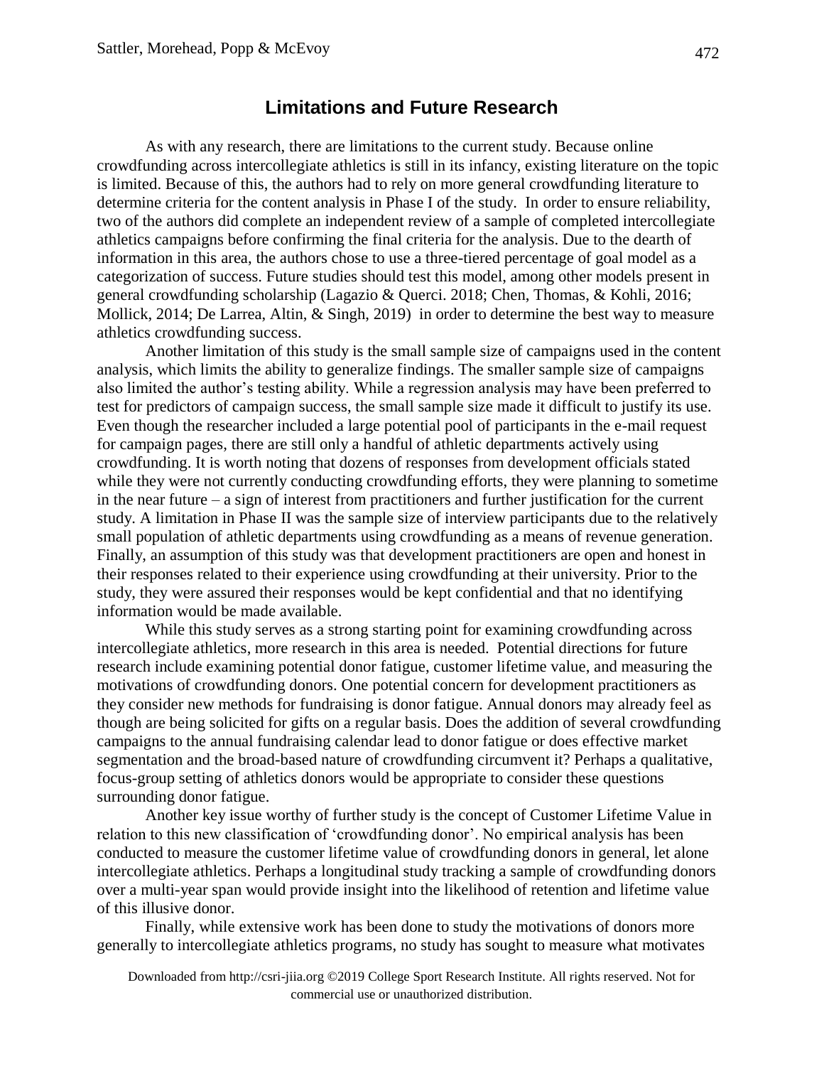## Limitations and Future Research

As with any research, there are limitations to the current study. Because online crowdfunding across intercollegiate athletics is still in its infancy, existing literature on the topic is limited. Because of this, the authors had to rely on more general crowdfunding literature to determine criteria for the content analysis in Phase I of the study. In order to ensure reliability, two of the authors did complete an independent review of a sample of completed intercollegiate athletics campaigns before confirming the final criteria for the analysis. Due to the dearth of information in this area, the authors chose to use a three-tiered percentage of goal model as a categorization of success. Future studies should test this model, among other models present in general crowdfunding scholarship (Lagazio & Querci. 2018; Chen, Thomas, & Kohli, 2016; Mollick, 2014; De Larrea, Altin, & Singh, 2019) in order to determine the best way to measure athletics crowdfunding success.

Another limitation of this study is the small sample size of campaigns used in the content analysis, which limits the ability to generalize findings. The smaller sample size of campaigns also limited the author's testing ability. While a regression analysis may have been preferred to test for predictors of campaign success, the small sample size made it difficult to justify its use. Even though the researcher included a large potential pool of participants in the e-mail request for campaign pages, there are still only a handful of athletic departments actively using crowdfunding. It is worth noting that dozens of responses from development officials stated while they were not currently conducting crowdfunding efforts, they were planning to sometime in the near future – a sign of interest from practitioners and further justification for the current study. A limitation in Phase II was the sample size of interview participants due to the relatively small population of athletic departments using crowdfunding as a means of revenue generation. Finally, an assumption of this study was that development practitioners are open and honest in their responses related to their experience using crowdfunding at their university. Prior to the study, they were assured their responses would be kept confidential and that no identifying information would be made available.

While this study serves as a strong starting point for examining crowdfunding across intercollegiate athletics, more research in this area is needed. Potential directions for future research include examining potential donor fatigue, customer lifetime value, and measuring the motivations of crowdfunding donors. One potential concern for development practitioners as they consider new methods for fundraising is donor fatigue. Annual donors may already feel as though are being solicited for gifts on a regular basis. Does the addition of several crowdfunding campaigns to the annual fundraising calendar lead to donor fatigue or does effective market segmentation and the broad-based nature of crowdfunding circumvent it? Perhaps a qualitative, focus-group setting of athletics donors would be appropriate to consider these questions surrounding donor fatigue.

Another key issue worthy of further study is the concept of Customer Lifetime Value in relation to this new classification of 'crowdfunding donor'. No empirical analysis has been conducted to measure the customer lifetime value of crowdfunding donors in general, let alone intercollegiate athletics. Perhaps a longitudinal study tracking a sample of crowdfunding donors over a multi-year span would provide insight into the likelihood of retention and lifetime value of this illusive donor.

Finally, while extensive work has been done to study the motivations of donors more generally to intercollegiate athletics programs, no study has sought to measure what motivates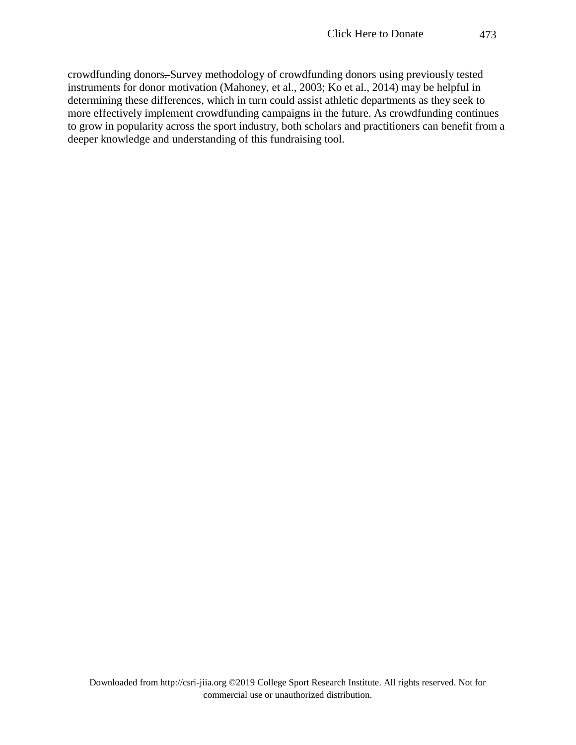crowdfunding donors. Survey methodology of crowdfunding donors using previously tested instruments for donor motivation (Mahoney, et al., 2003; Ko et al., 2014) may be helpful in determining these differences, which in turn could assist athletic departments as they seek to more effectively implement crowdfunding campaigns in the future. As crowdfunding continues to grow in popularity across the sport industry, both scholars and practitioners can benefit from a deeper knowledge and understanding of this fundraising tool.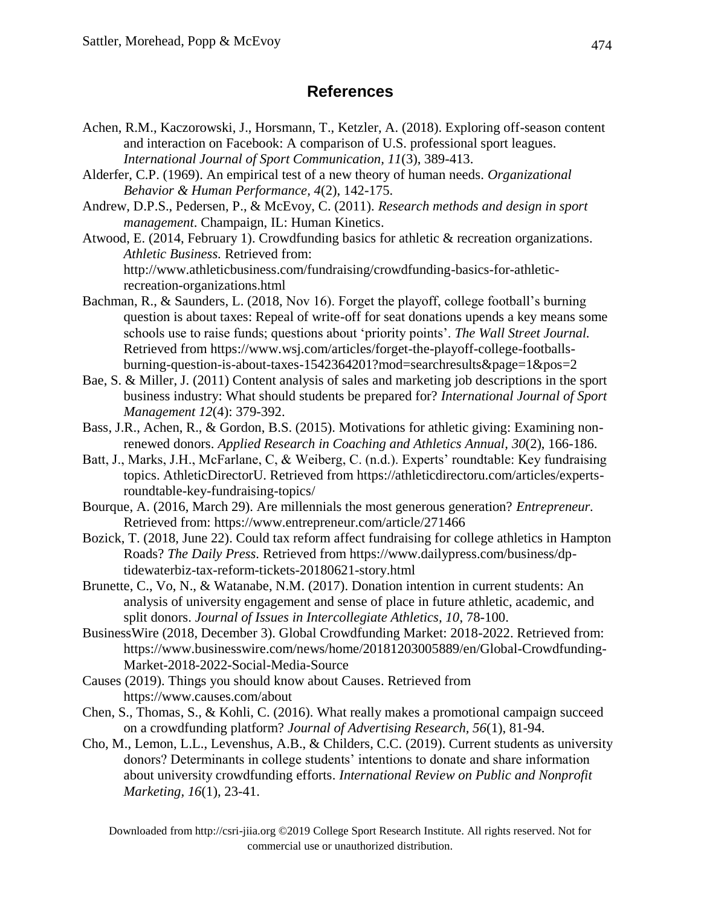## References

Achen, R.M., Kaczorowski, J., Horsmann, T., Ketzler, A. (2018). Exploring off-season content and interaction on Facebook: A comparison of U.S. professional sport leagues. *International Journal of Sport Communication, 11*(3), 389-413.

Alderfer, C.P. (1969). An empirical test of a new theory of human needs. *Organizational Behavior & Human Performance, 4*(2), 142-175.

Andrew, D.P.S., Pedersen, P., & McEvoy, C. (2011). *Research methods and design in sport management*. Champaign, IL: Human Kinetics.

Atwood, E. (2014, February 1). Crowdfunding basics for athletic & recreation organizations. *Athletic Business.* Retrieved from: http://www.athleticbusiness.com/fundraising/crowdfunding-basics-for-athletic-recreation-organizations.html

Bachman, R., & Saunders, L. (2018, Nov 16). Forget the playoff, college football's burning question is about taxes: Repeal of write-off for seat donations upends a key means some schools use to raise funds; questions about 'priority points'. *The Wall Street Journal.* Retrieved from https://www.wsj.com/articles/forget-the-playoff-college-footballs-burning-question-is-about-taxes-1542364201?mod=searchresults&page=1&pos=2

Bae, S. & Miller, J. (2011) Content analysis of sales and marketing job descriptions in the sport business industry: What should students be prepared for? *International Journal of Sport Management 12*(4): 379-392.

Bass, J.R., Achen, R., & Gordon, B.S. (2015). Motivations for athletic giving: Examining non-renewed donors. *Applied Research in Coaching and Athletics Annual, 30*(2), 166-186.

Batt, J., Marks, J.H., McFarlane, C, & Weiberg, C. (n.d.). Experts' roundtable: Key fundraising topics. AthleticDirectorU. Retrieved from https://athleticdirectoru.com/articles/experts-roundtable-key-fundraising-topics/

Bourque, A. (2016, March 29). Are millennials the most generous generation? *Entrepreneur.* Retrieved from: https://www.entrepreneur.com/article/271466

Bozick, T. (2018, June 22). Could tax reform affect fundraising for college athletics in Hampton Roads? *The Daily Press.* Retrieved from https://www.dailypress.com/business/dp-tidewaterbiz-tax-reform-tickets-20180621-story.html

Brunette, C., Vo, N., & Watanabe, N.M. (2017). Donation intention in current students: An analysis of university engagement and sense of place in future athletic, academic, and split donors. *Journal of Issues in Intercollegiate Athletics, 10*, 78-100.

BusinessWire (2018, December 3). Global Crowdfunding Market: 2018-2022. Retrieved from: https://www.businesswire.com/news/home/20181203005889/en/Global-Crowdfunding-Market-2018-2022-Social-Media-Source

Causes (2019). Things you should know about Causes. Retrieved from https://www.causes.com/about

Chen, S., Thomas, S., & Kohli, C. (2016). What really makes a promotional campaign succeed on a crowdfunding platform? *Journal of Advertising Research, 56*(1), 81-94.

Cho, M., Lemon, L.L., Levenshus, A.B., & Childers, C.C. (2019). Current students as university donors? Determinants in college students' intentions to donate and share information about university crowdfunding efforts. *International Review on Public and Nonprofit Marketing, 16*(1), 23-41.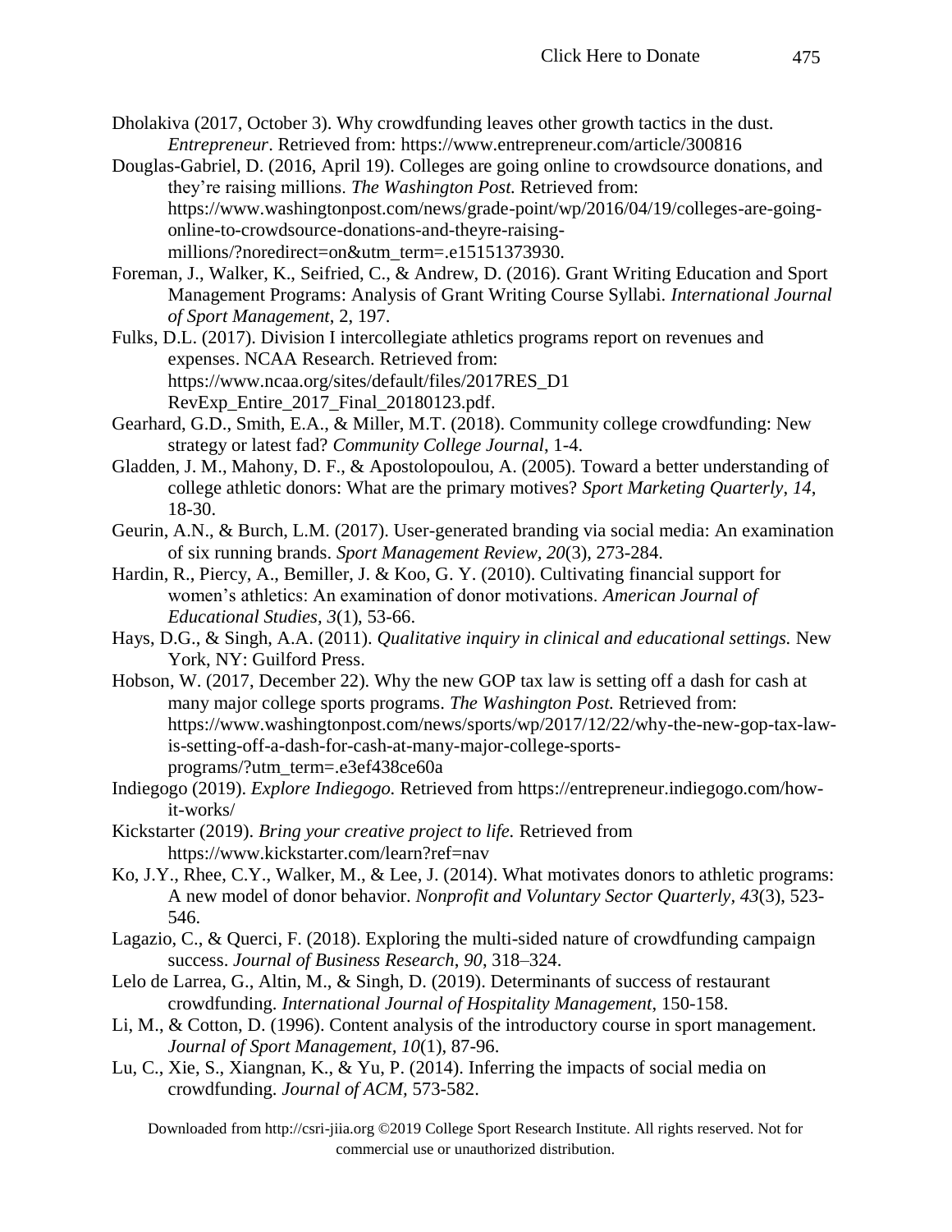Dholakiva (2017, October 3). Why crowdfunding leaves other growth tactics in the dust. *Entrepreneur*. Retrieved from: https://www.entrepreneur.com/article/300816

Douglas-Gabriel, D. (2016, April 19). Colleges are going online to crowdsource donations, and they're raising millions. *The Washington Post.* Retrieved from: https://www.washingtonpost.com/news/grade-point/wp/2016/04/19/colleges-are-going-online-to-crowdsource-donations-and-theyre-raising-millions/?noredirect=on&utm_term=.e15151373930.

Foreman, J., Walker, K., Seifried, C., & Andrew, D. (2016). Grant Writing Education and Sport Management Programs: Analysis of Grant Writing Course Syllabi. *International Journal of Sport Management*, 2, 197.

Fulks, D.L. (2017). Division I intercollegiate athletics programs report on revenues and expenses. NCAA Research. Retrieved from: https://www.ncaa.org/sites/default/files/2017RES_D1 RevExp_Entire_2017_Final_20180123.pdf.

Gearhard, G.D., Smith, E.A., & Miller, M.T. (2018). Community college crowdfunding: New strategy or latest fad? *Community College Journal*, 1-4.

Gladden, J. M., Mahony, D. F., & Apostolopoulou, A. (2005). Toward a better understanding of college athletic donors: What are the primary motives? *Sport Marketing Quarterly*, *14*, 18-30.

Geurin, A.N., & Burch, L.M. (2017). User-generated branding via social media: An examination of six running brands. *Sport Management Review*, *20*(3), 273-284.

Hardin, R., Piercy, A., Bemiller, J. & Koo, G. Y. (2010). Cultivating financial support for women's athletics: An examination of donor motivations. *American Journal of Educational Studies*, *3*(1), 53-66.

Hays, D.G., & Singh, A.A. (2011). *Qualitative inquiry in clinical and educational settings.* New York, NY: Guilford Press.

Hobson, W. (2017, December 22). Why the new GOP tax law is setting off a dash for cash at many major college sports programs. *The Washington Post.* Retrieved from: https://www.washingtonpost.com/news/sports/wp/2017/12/22/why-the-new-gop-tax-law-is-setting-off-a-dash-for-cash-at-many-major-college-sports-programs/?utm_term=.e3ef438ce60a

Indiegogo (2019). *Explore Indiegogo.* Retrieved from https://entrepreneur.indiegogo.com/how-it-works/

Kickstarter (2019). *Bring your creative project to life.* Retrieved from https://www.kickstarter.com/learn?ref=nav

Ko, J.Y., Rhee, C.Y., Walker, M., & Lee, J. (2014). What motivates donors to athletic programs: A new model of donor behavior. *Nonprofit and Voluntary Sector Quarterly*, *43*(3), 523-546.

Lagazio, C., & Querci, F. (2018). Exploring the multi-sided nature of crowdfunding campaign success. *Journal of Business Research*, *90*, 318–324.

Lelo de Larrea, G., Altin, M., & Singh, D. (2019). Determinants of success of restaurant crowdfunding. *International Journal of Hospitality Management*, 150-158.

Li, M., & Cotton, D. (1996). Content analysis of the introductory course in sport management. *Journal of Sport Management*, *10*(1), 87-96.

Lu, C., Xie, S., Xiangnan, K., & Yu, P. (2014). Inferring the impacts of social media on crowdfunding. *Journal of ACM,* 573-582.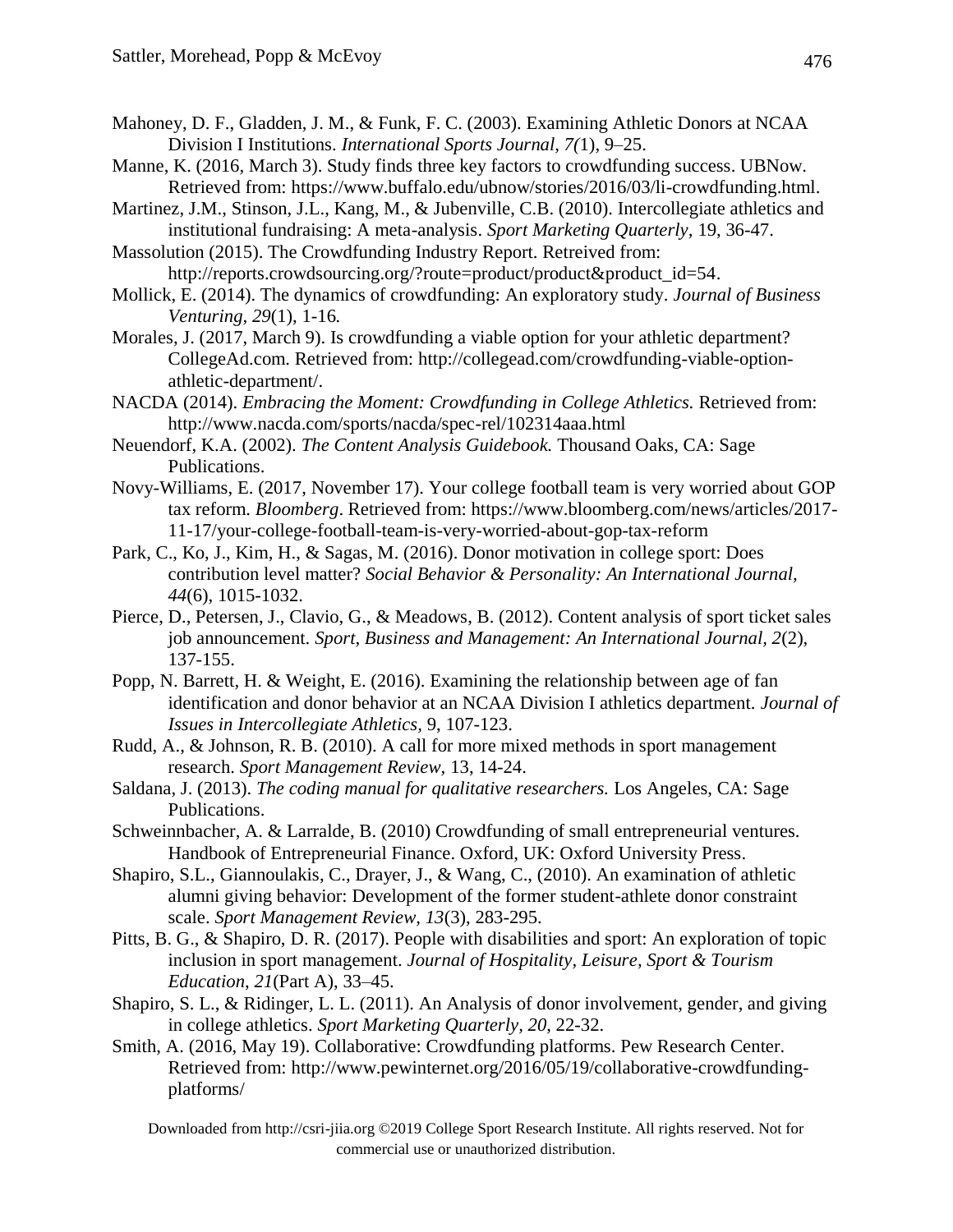Mahoney, D. F., Gladden, J. M., & Funk, F. C. (2003). Examining Athletic Donors at NCAA Division I Institutions. *International Sports Journal, 7(*1), 9–25.

Manne, K. (2016, March 3). Study finds three key factors to crowdfunding success. UBNow. Retrieved from: https://www.buffalo.edu/ubnow/stories/2016/03/li-crowdfunding.html.

Martinez, J.M., Stinson, J.L., Kang, M., & Jubenville, C.B. (2010). Intercollegiate athletics and institutional fundraising: A meta-analysis. *Sport Marketing Quarterly*, 19, 36-47.

Massolution (2015). The Crowdfunding Industry Report. Retreived from: http://reports.crowdsourcing.org/?route=product/product&product_id=54.

Mollick, E. (2014). The dynamics of crowdfunding: An exploratory study. *Journal of Business Venturing, 29*(1), 1-16*.*

Morales, J. (2017, March 9). Is crowdfunding a viable option for your athletic department? CollegeAd.com. Retrieved from: http://collegead.com/crowdfunding-viable-option-athletic-department/.

NACDA (2014). *Embracing the Moment: Crowdfunding in College Athletics.* Retrieved from: http://www.nacda.com/sports/nacda/spec-rel/102314aaa.html

Neuendorf, K.A. (2002). *The Content Analysis Guidebook.* Thousand Oaks, CA: Sage Publications.

Novy-Williams, E. (2017, November 17). Your college football team is very worried about GOP tax reform. *Bloomberg*. Retrieved from: https://www.bloomberg.com/news/articles/2017-11-17/your-college-football-team-is-very-worried-about-gop-tax-reform

Park, C., Ko, J., Kim, H., & Sagas, M. (2016). Donor motivation in college sport: Does contribution level matter? *Social Behavior & Personality: An International Journal, 44*(6), 1015-1032.

Pierce, D., Petersen, J., Clavio, G., & Meadows, B. (2012). Content analysis of sport ticket sales job announcement. *Sport, Business and Management: An International Journal, 2*(2), 137-155.

Popp, N. Barrett, H. & Weight, E. (2016). Examining the relationship between age of fan identification and donor behavior at an NCAA Division I athletics department. *Journal of Issues in Intercollegiate Athletics,* 9, 107-123.

Rudd, A., & Johnson, R. B. (2010). A call for more mixed methods in sport management research. *Sport Management Review,* 13, 14-24.

Saldana, J. (2013). *The coding manual for qualitative researchers.* Los Angeles, CA: Sage Publications.

Schweinnbacher, A. & Larralde, B. (2010) Crowdfunding of small entrepreneurial ventures. Handbook of Entrepreneurial Finance. Oxford, UK: Oxford University Press.

Shapiro, S.L., Giannoulakis, C., Drayer, J., & Wang, C., (2010). An examination of athletic alumni giving behavior: Development of the former student-athlete donor constraint scale. *Sport Management Review, 13*(3), 283-295.

Pitts, B. G., & Shapiro, D. R. (2017). People with disabilities and sport: An exploration of topic inclusion in sport management. *Journal of Hospitality, Leisure, Sport & Tourism Education*, *21*(Part A), 33–45.

Shapiro, S. L., & Ridinger, L. L. (2011). An Analysis of donor involvement, gender, and giving in college athletics. *Sport Marketing Quarterly, 20*, 22-32.

Smith, A. (2016, May 19). Collaborative: Crowdfunding platforms. Pew Research Center. Retrieved from: http://www.pewinternet.org/2016/05/19/collaborative-crowdfunding-platforms/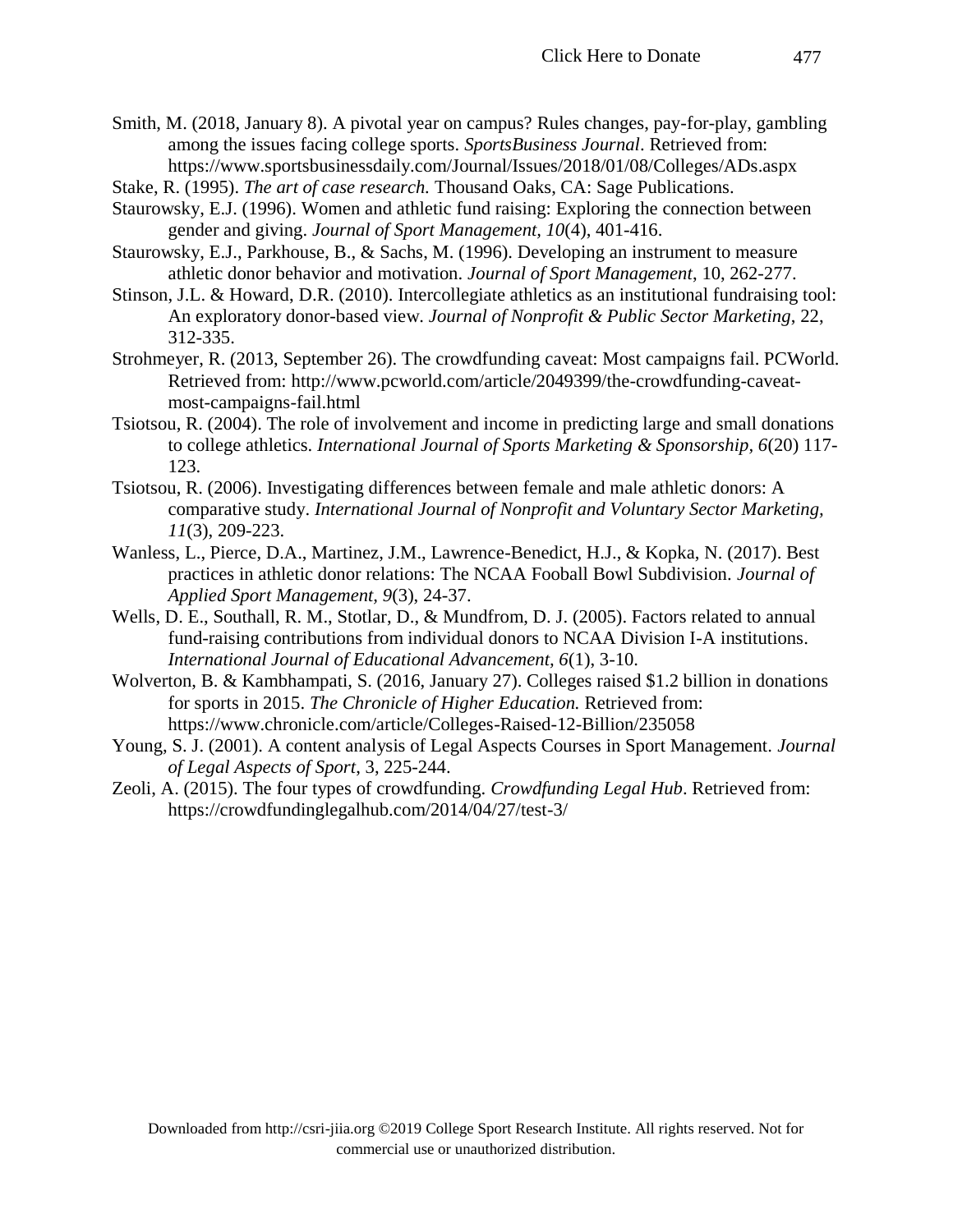Smith, M. (2018, January 8). A pivotal year on campus? Rules changes, pay-for-play, gambling among the issues facing college sports. *SportsBusiness Journal*. Retrieved from: https://www.sportsbusinessdaily.com/Journal/Issues/2018/01/08/Colleges/ADs.aspx

Stake, R. (1995). *The art of case research.* Thousand Oaks, CA: Sage Publications.

Staurowsky, E.J. (1996). Women and athletic fund raising: Exploring the connection between gender and giving. *Journal of Sport Management, 10*(4), 401-416.

Staurowsky, E.J., Parkhouse, B., & Sachs, M. (1996). Developing an instrument to measure athletic donor behavior and motivation. *Journal of Sport Management*, 10, 262-277.

Stinson, J.L. & Howard, D.R. (2010). Intercollegiate athletics as an institutional fundraising tool: An exploratory donor-based view. *Journal of Nonprofit & Public Sector Marketing*, 22, 312-335.

Strohmeyer, R. (2013, September 26). The crowdfunding caveat: Most campaigns fail. PCWorld. Retrieved from: http://www.pcworld.com/article/2049399/the-crowdfunding-caveat-most-campaigns-fail.html

Tsiotsou, R. (2004). The role of involvement and income in predicting large and small donations to college athletics. *International Journal of Sports Marketing & Sponsorship, 6*(20) 117-123.

Tsiotsou, R. (2006). Investigating differences between female and male athletic donors: A comparative study. *International Journal of Nonprofit and Voluntary Sector Marketing, 11*(3), 209-223.

Wanless, L., Pierce, D.A., Martinez, J.M., Lawrence-Benedict, H.J., & Kopka, N. (2017). Best practices in athletic donor relations: The NCAA Fooball Bowl Subdivision. *Journal of Applied Sport Management, 9*(3), 24-37.

Wells, D. E., Southall, R. M., Stotlar, D., & Mundfrom, D. J. (2005). Factors related to annual fund-raising contributions from individual donors to NCAA Division I-A institutions. *International Journal of Educational Advancement, 6*(1), 3-10.

Wolverton, B. & Kambhampati, S. (2016, January 27). Colleges raised $1.2 billion in donations for sports in 2015. *The Chronicle of Higher Education.* Retrieved from: https://www.chronicle.com/article/Colleges-Raised-12-Billion/235058

Young, S. J. (2001). A content analysis of Legal Aspects Courses in Sport Management. *Journal of Legal Aspects of Sport*, 3, 225-244.

Zeoli, A. (2015). The four types of crowdfunding. *Crowdfunding Legal Hub*. Retrieved from: https://crowdfundinglegalhub.com/2014/04/27/test-3/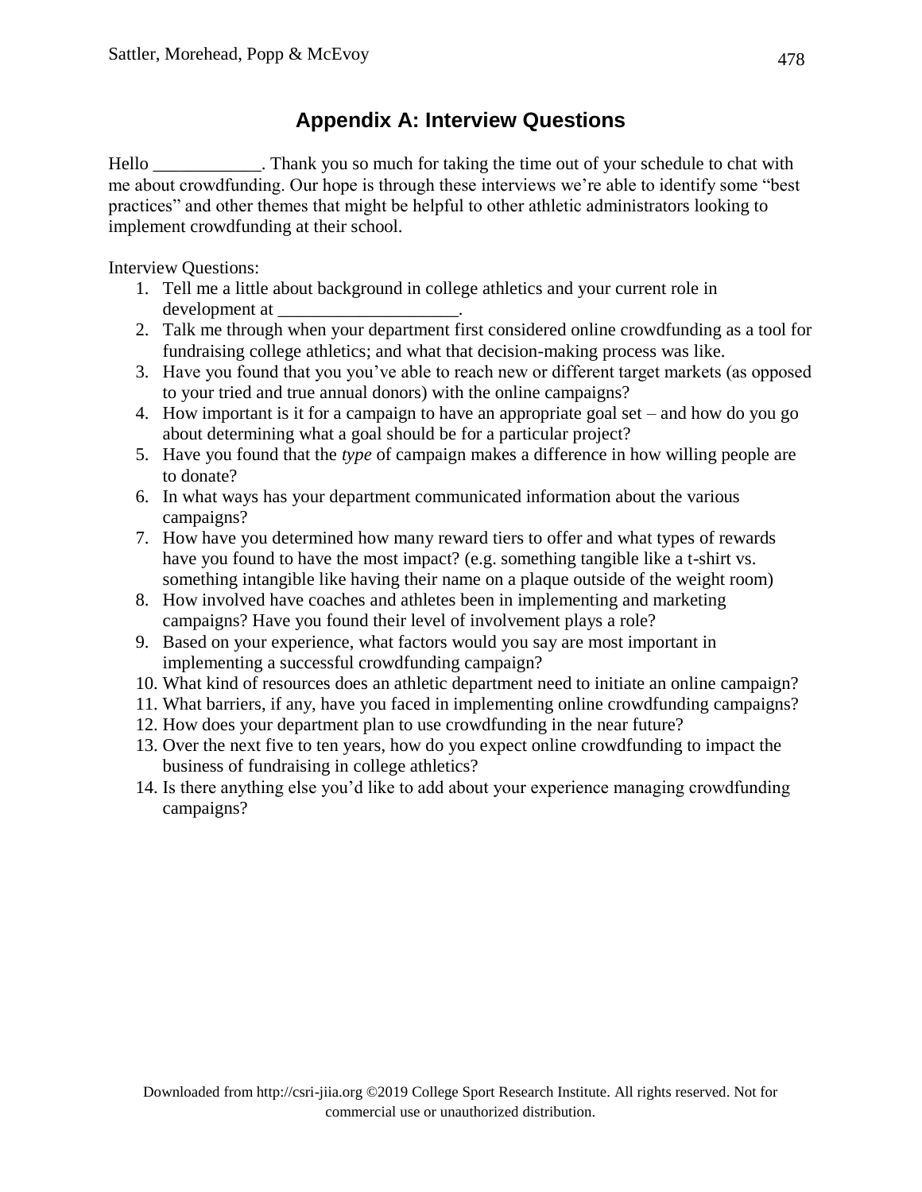## Appendix A: Interview Questions

Hello ____________. Thank you so much for taking the time out of your schedule to chat with me about crowdfunding. Our hope is through these interviews we're able to identify some "best practices" and other themes that might be helpful to other athletic administrators looking to implement crowdfunding at their school.

Interview Questions:

1. Tell me a little about background in college athletics and your current role in development at ____________________.
2. Talk me through when your department first considered online crowdfunding as a tool for fundraising college athletics; and what that decision-making process was like.
3. Have you found that you you've able to reach new or different target markets (as opposed to your tried and true annual donors) with the online campaigns?
4. How important is it for a campaign to have an appropriate goal set – and how do you go about determining what a goal should be for a particular project?
5. Have you found that the *type* of campaign makes a difference in how willing people are to donate?
6. In what ways has your department communicated information about the various campaigns?
7. How have you determined how many reward tiers to offer and what types of rewards have you found to have the most impact? (e.g. something tangible like a t-shirt vs. something intangible like having their name on a plaque outside of the weight room)
8. How involved have coaches and athletes been in implementing and marketing campaigns? Have you found their level of involvement plays a role?
9. Based on your experience, what factors would you say are most important in implementing a successful crowdfunding campaign?
10. What kind of resources does an athletic department need to initiate an online campaign?
11. What barriers, if any, have you faced in implementing online crowdfunding campaigns?
12. How does your department plan to use crowdfunding in the near future?
13. Over the next five to ten years, how do you expect online crowdfunding to impact the business of fundraising in college athletics?
14. Is there anything else you'd like to add about your experience managing crowdfunding campaigns?